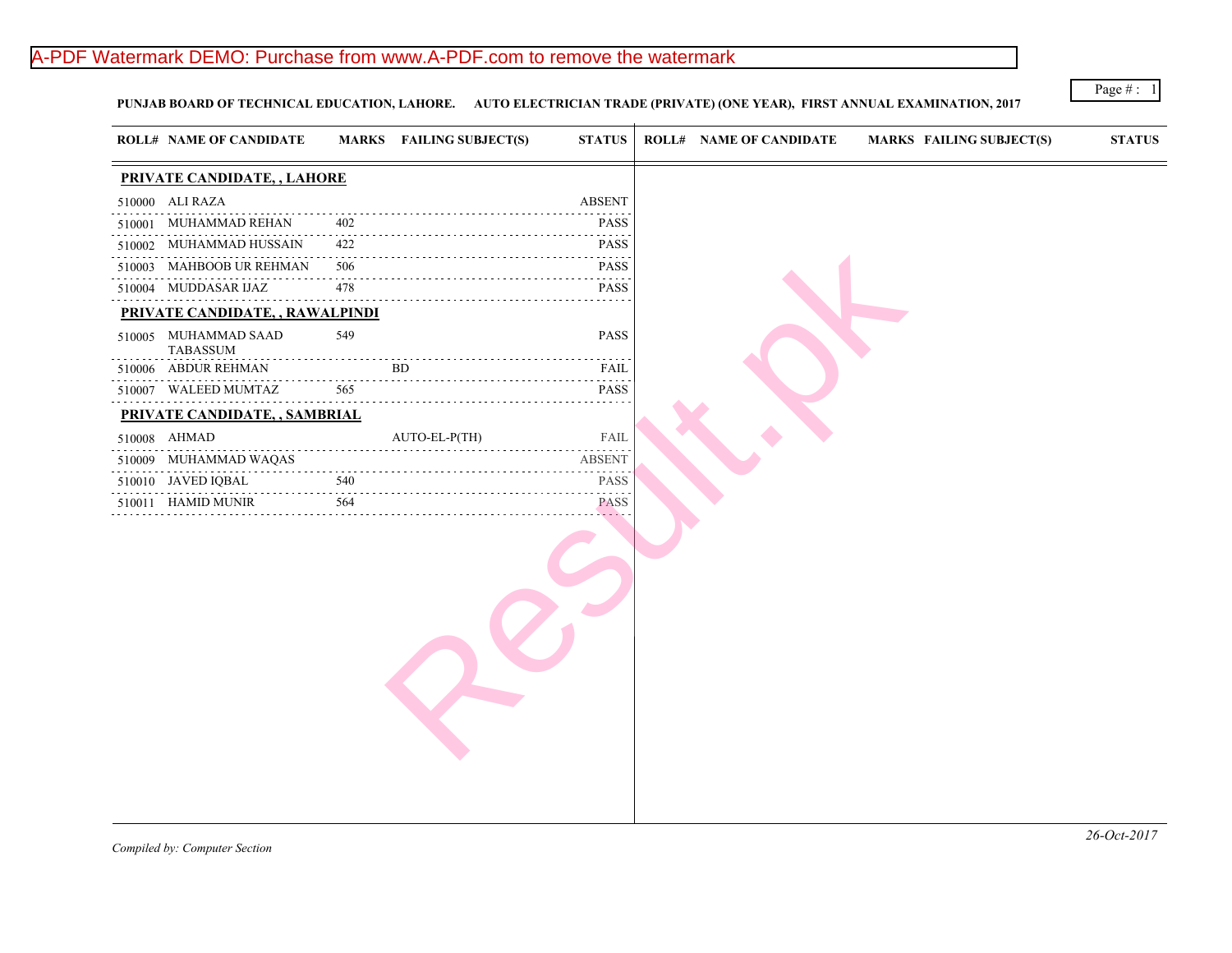**PUNJAB BOARD OF TECHNICAL EDUCATION, LAHORE. AUTO ELECTRICIAN TRADE (PRIVATE) (ONE YEAR), FIRST ANNUAL EXAMINATION, 2017**

| ROLL# | NAME OF CANDIDATE | MARKS | FAILING SUBJECT(S) | STATUS |
|---|---|---|---|---|
| **PRIVATE CANDIDATE, , LAHORE** | | | | |
| 510000 | ALI RAZA | | | ABSENT |
| 510001 | MUHAMMAD REHAN | 402 | | PASS |
| 510002 | MUHAMMAD HUSSAIN | 422 | | PASS |
| 510003 | MAHBOOB UR REHMAN | 506 | | PASS |
| 510004 | MUDDASAR IJAZ | 478 | | PASS |
| **PRIVATE CANDIDATE, , RAWALPINDI** | | | | |
| 510005 | MUHAMMAD SAAD TABASSUM | 549 | | PASS |
| 510006 | ABDUR REHMAN | | BD | FAIL |
| 510007 | WALEED MUMTAZ | 565 | | PASS |
| **PRIVATE CANDIDATE, , SAMBRIAL** | | | | |
| 510008 | AHMAD | | AUTO-EL-P(TH) | FAIL |
| 510009 | MUHAMMAD WAQAS | | | ABSENT |
| 510010 | JAVED IQBAL | 540 | | PASS |
| 510011 | HAMID MUNIR | 564 | | PASS |

*Compiled by: Computer Section*

*26-Oct-2017*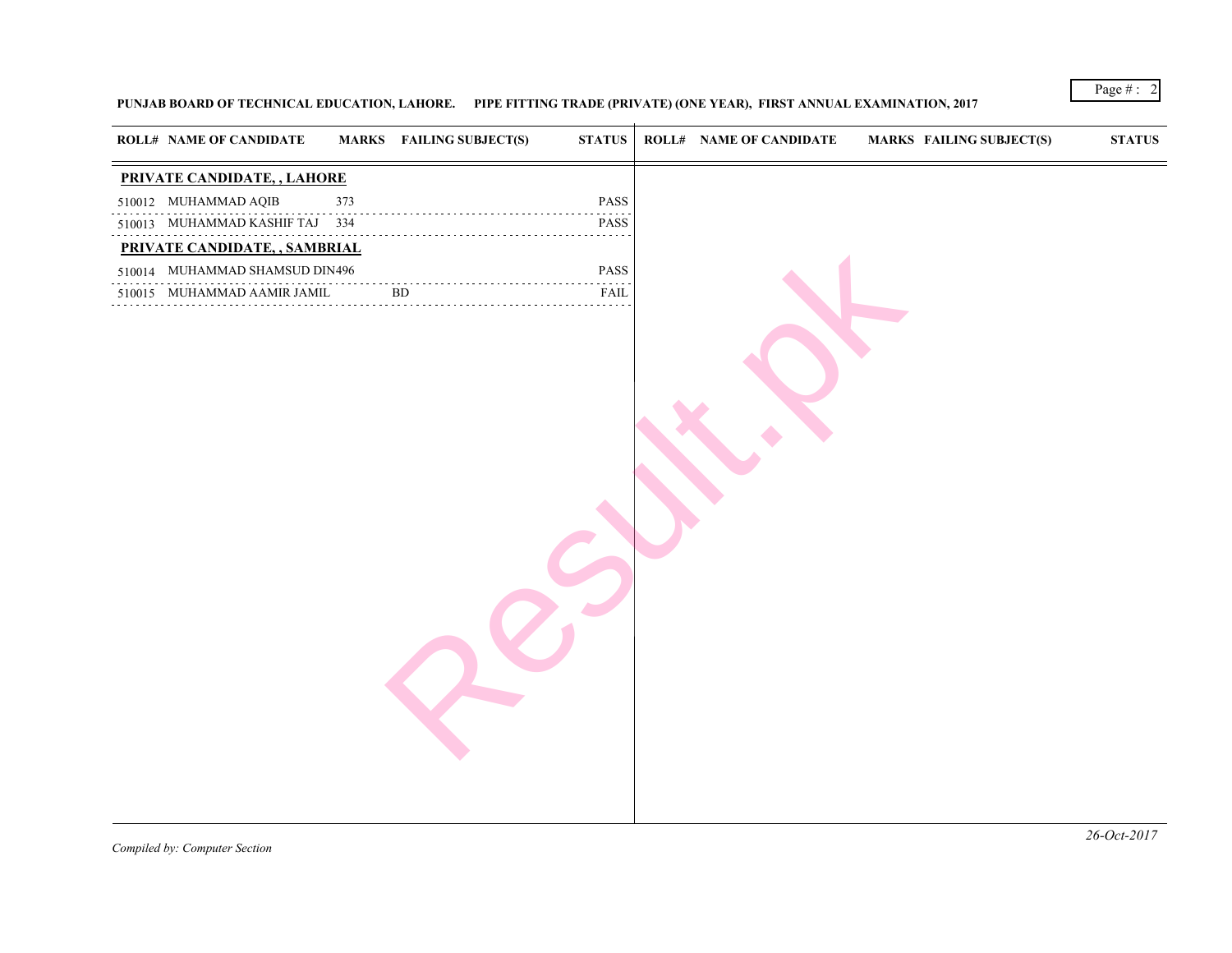**PUNJAB BOARD OF TECHNICAL EDUCATION, LAHORE. PIPE FITTING TRADE (PRIVATE) (ONE YEAR), FIRST ANNUAL EXAMINATION, 2017**

| ROLL# | NAME OF CANDIDATE | MARKS | FAILING SUBJECT(S) | STATUS |
|---|---|---|---|---|
| **PRIVATE CANDIDATE, , LAHORE** | | | | |
| 510012 | MUHAMMAD AQIB | 373 | | PASS |
| 510013 | MUHAMMAD KASHIF TAJ | 334 | | PASS |
| **PRIVATE CANDIDATE, , SAMBRIAL** | | | | |
| 510014 | MUHAMMAD SHAMSUD DIN | 496 | | PASS |
| 510015 | MUHAMMAD AAMIR JAMIL | | BD | FAIL |

*Compiled by: Computer Section*

*26-Oct-2017*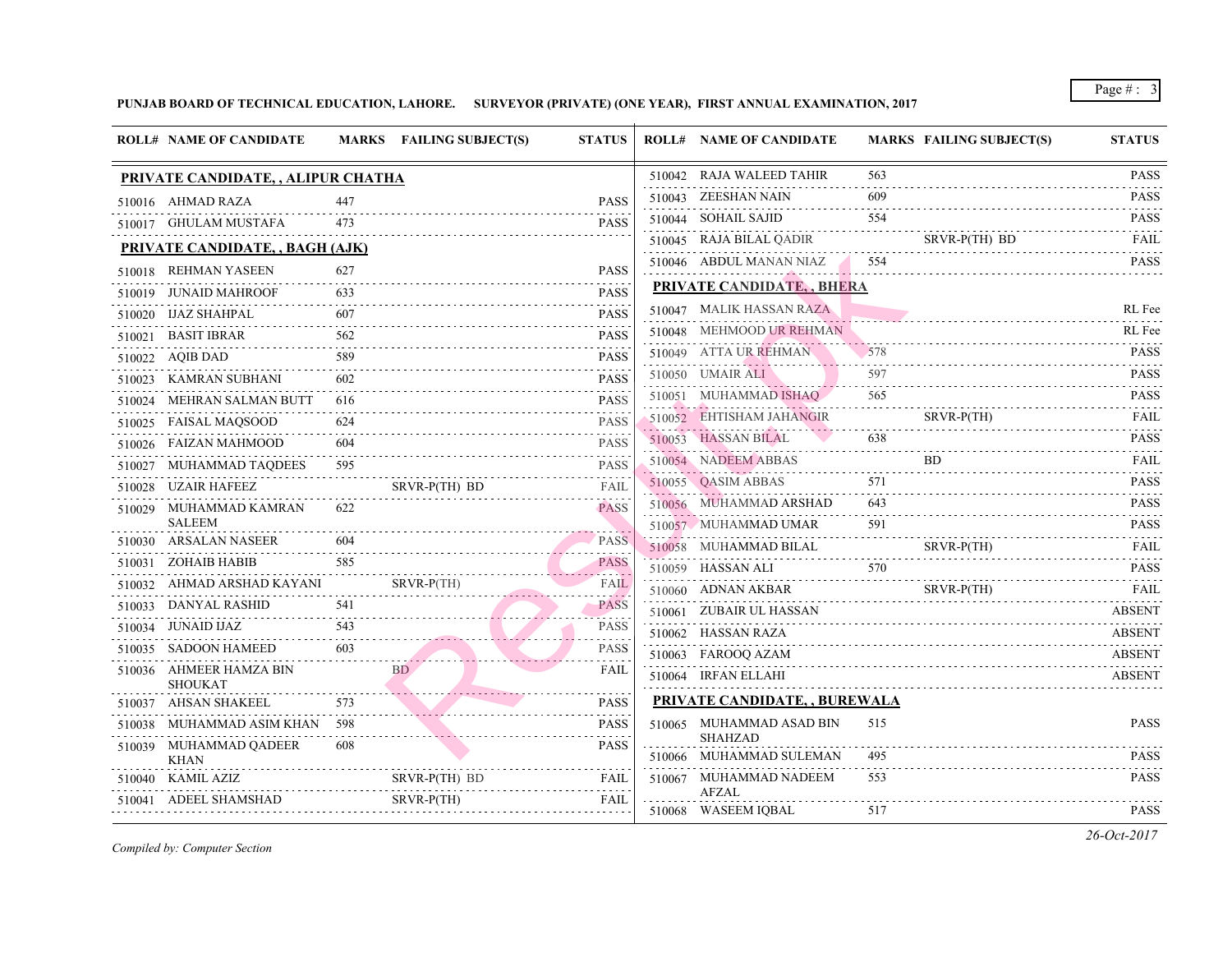**PUNJAB BOARD OF TECHNICAL EDUCATION, LAHORE. SURVEYOR (PRIVATE) (ONE YEAR), FIRST ANNUAL EXAMINATION, 2017**

| ROLL# | NAME OF CANDIDATE | MARKS | FAILING SUBJECT(S) | STATUS |
|---|---|---|---|---|
| **PRIVATE CANDIDATE, , ALIPUR CHATHA** | | | | |
| 510016 | AHMAD RAZA | 447 | | PASS |
| 510017 | GHULAM MUSTAFA | 473 | | PASS |
| **PRIVATE CANDIDATE, , BAGH (AJK)** | | | | |
| 510018 | REHMAN YASEEN | 627 | | PASS |
| 510019 | JUNAID MAHROOF | 633 | | PASS |
| 510020 | IJAZ SHAHPAL | 607 | | PASS |
| 510021 | BASIT IBRAR | 562 | | PASS |
| 510022 | AQIB DAD | 589 | | PASS |
| 510023 | KAMRAN SUBHANI | 602 | | PASS |
| 510024 | MEHRAN SALMAN BUTT | 616 | | PASS |
| 510025 | FAISAL MAQSOOD | 624 | | PASS |
| 510026 | FAIZAN MAHMOOD | 604 | | PASS |
| 510027 | MUHAMMAD TAQDEES | 595 | | PASS |
| 510028 | UZAIR HAFEEZ | | SRVR-P(TH) BD | FAIL |
| 510029 | MUHAMMAD KAMRAN SALEEM | 622 | | PASS |
| 510030 | ARSALAN NASEER | 604 | | PASS |
| 510031 | ZOHAIB HABIB | 585 | | PASS |
| 510032 | AHMAD ARSHAD KAYANI | | SRVR-P(TH) | FAIL |
| 510033 | DANYAL RASHID | 541 | | PASS |
| 510034 | JUNAID IJAZ | 543 | | PASS |
| 510035 | SADOON HAMEED | 603 | | PASS |
| 510036 | AHMEER HAMZA BIN SHOUKAT | | BD | FAIL |
| 510037 | AHSAN SHAKEEL | 573 | | PASS |
| 510038 | MUHAMMAD ASIM KHAN | 598 | | PASS |
| 510039 | MUHAMMAD QADEER KHAN | 608 | | PASS |
| 510040 | KAMIL AZIZ | | SRVR-P(TH) BD | FAIL |
| 510041 | ADEEL SHAMSHAD | | SRVR-P(TH) | FAIL |
| 510042 | RAJA WALEED TAHIR | 563 | | PASS |
| 510043 | ZEESHAN NAIN | 609 | | PASS |
| 510044 | SOHAIL SAJID | 554 | | PASS |
| 510045 | RAJA BILAL QADIR | | SRVR-P(TH) BD | FAIL |
| 510046 | ABDUL MANAN NIAZ | 554 | | PASS |
| **PRIVATE CANDIDATE, , BHERA** | | | | |
| 510047 | MALIK HASSAN RAZA | | | RL Fee |
| 510048 | MEHMOOD UR REHMAN | | | RL Fee |
| 510049 | ATTA UR REHMAN | 578 | | PASS |
| 510050 | UMAIR ALI | 597 | | PASS |
| 510051 | MUHAMMAD ISHAQ | 565 | | PASS |
| 510052 | EHTISHAM JAHANGIR | | SRVR-P(TH) | FAIL |
| 510053 | HASSAN BILAL | 638 | | PASS |
| 510054 | NADEEM ABBAS | | BD | FAIL |
| 510055 | QASIM ABBAS | 571 | | PASS |
| 510056 | MUHAMMAD ARSHAD | 643 | | PASS |
| 510057 | MUHAMMAD UMAR | 591 | | PASS |
| 510058 | MUHAMMAD BILAL | | SRVR-P(TH) | FAIL |
| 510059 | HASSAN ALI | 570 | | PASS |
| 510060 | ADNAN AKBAR | | SRVR-P(TH) | FAIL |
| 510061 | ZUBAIR UL HASSAN | | | ABSENT |
| 510062 | HASSAN RAZA | | | ABSENT |
| 510063 | FAROOQ AZAM | | | ABSENT |
| 510064 | IRFAN ELLAHI | | | ABSENT |
| **PRIVATE CANDIDATE, , BUREWALA** | | | | |
| 510065 | MUHAMMAD ASAD BIN SHAHZAD | 515 | | PASS |
| 510066 | MUHAMMAD SULEMAN | 495 | | PASS |
| 510067 | MUHAMMAD NADEEM AFZAL | 553 | | PASS |
| 510068 | WASEEM IQBAL | 517 | | PASS |

*Compiled by: Computer Section*

*26-Oct-2017*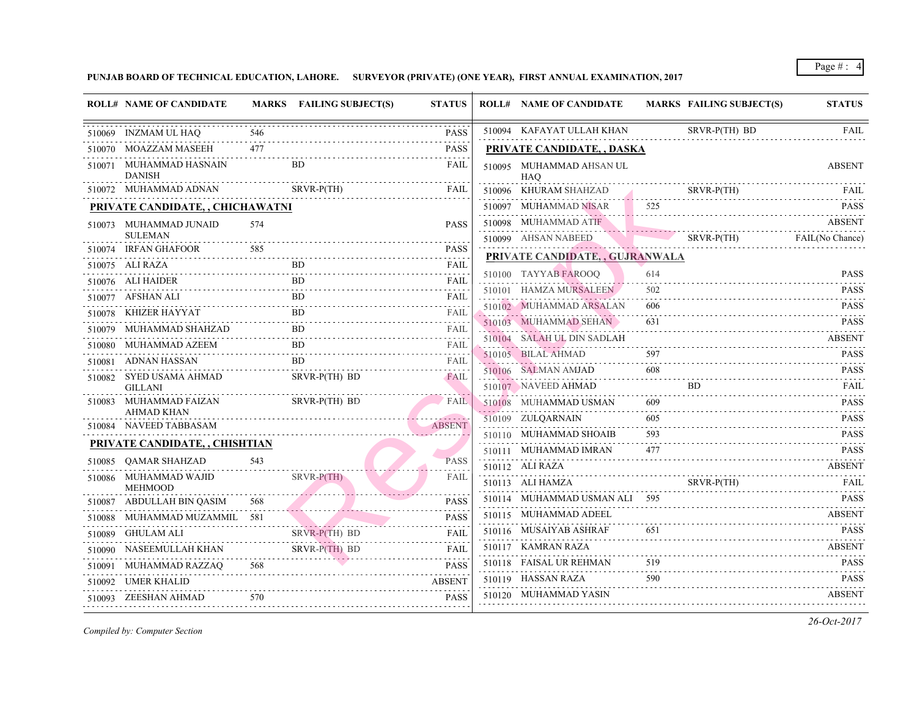**PUNJAB BOARD OF TECHNICAL EDUCATION, LAHORE.     SURVEYOR (PRIVATE) (ONE YEAR), FIRST ANNUAL EXAMINATION, 2017**

| ROLL# | NAME OF CANDIDATE | MARKS | FAILING SUBJECT(S) | STATUS |
|---|---|---|---|---|
| 510069 | INZMAM UL HAQ | 546 | | PASS |
| 510070 | MOAZZAM MASEEH | 477 | | PASS |
| 510071 | MUHAMMAD HASNAIN DANISH | | BD | FAIL |
| 510072 | MUHAMMAD ADNAN | | SRVR-P(TH) | FAIL |
| **PRIVATE CANDIDATE, , CHICHAWATNI** | | | | |
| 510073 | MUHAMMAD JUNAID SULEMAN | 574 | | PASS |
| 510074 | IRFAN GHAFOOR | 585 | | PASS |
| 510075 | ALI RAZA | | BD | FAIL |
| 510076 | ALI HAIDER | | BD | FAIL |
| 510077 | AFSHAN ALI | | BD | FAIL |
| 510078 | KHIZER HAYYAT | | BD | FAIL |
| 510079 | MUHAMMAD SHAHZAD | | BD | FAIL |
| 510080 | MUHAMMAD AZEEM | | BD | FAIL |
| 510081 | ADNAN HASSAN | | BD | FAIL |
| 510082 | SYED USAMA AHMAD GILLANI | | SRVR-P(TH) BD | FAIL |
| 510083 | MUHAMMAD FAIZAN AHMAD KHAN | | SRVR-P(TH) BD | FAIL |
| 510084 | NAVEED TABBASAM | | | ABSENT |
| **PRIVATE CANDIDATE, , CHISHTIAN** | | | | |
| 510085 | QAMAR SHAHZAD | 543 | | PASS |
| 510086 | MUHAMMAD WAJID MEHMOOD | | SRVR-P(TH) | FAIL |
| 510087 | ABDULLAH BIN QASIM | 568 | | PASS |
| 510088 | MUHAMMAD MUZAMMIL | 581 | | PASS |
| 510089 | GHULAM ALI | | SRVR-P(TH) BD | FAIL |
| 510090 | NASEEMULLAH KHAN | | SRVR-P(TH) BD | FAIL |
| 510091 | MUHAMMAD RAZZAQ | 568 | | PASS |
| 510092 | UMER KHALID | | | ABSENT |
| 510093 | ZEESHAN AHMAD | 570 | | PASS |
| 510094 | KAFAYAT ULLAH KHAN | | SRVR-P(TH) BD | FAIL |
| **PRIVATE CANDIDATE, , DASKA** | | | | |
| 510095 | MUHAMMAD AHSAN UL HAQ | | | ABSENT |
| 510096 | KHURAM SHAHZAD | | SRVR-P(TH) | FAIL |
| 510097 | MUHAMMAD NISAR | 525 | | PASS |
| 510098 | MUHAMMAD ATIF | | | ABSENT |
| 510099 | AHSAN NABEED | | SRVR-P(TH) | FAIL(No Chance) |
| **PRIVATE CANDIDATE, , GUJRANWALA** | | | | |
| 510100 | TAYYAB FAROOQ | 614 | | PASS |
| 510101 | HAMZA MURSALEEN | 502 | | PASS |
| 510102 | MUHAMMAD ARSALAN | 606 | | PASS |
| 510103 | MUHAMMAD SEHAN | 631 | | PASS |
| 510104 | SALAH UL DIN SADLAH | | | ABSENT |
| 510105 | BILAL AHMAD | 597 | | PASS |
| 510106 | SALMAN AMJAD | 608 | | PASS |
| 510107 | NAVEED AHMAD | | BD | FAIL |
| 510108 | MUHAMMAD USMAN | 609 | | PASS |
| 510109 | ZULQARNAIN | 605 | | PASS |
| 510110 | MUHAMMAD SHOAIB | 593 | | PASS |
| 510111 | MUHAMMAD IMRAN | 477 | | PASS |
| 510112 | ALI RAZA | | | ABSENT |
| 510113 | ALI HAMZA | | SRVR-P(TH) | FAIL |
| 510114 | MUHAMMAD USMAN ALI | 595 | | PASS |
| 510115 | MUHAMMAD ADEEL | | | ABSENT |
| 510116 | MUSAIYAB ASHRAF | 651 | | PASS |
| 510117 | KAMRAN RAZA | | | ABSENT |
| 510118 | FAISAL UR REHMAN | 519 | | PASS |
| 510119 | HASSAN RAZA | 590 | | PASS |
| 510120 | MUHAMMAD YASIN | | | ABSENT |

*Compiled by: Computer Section*

*26-Oct-2017*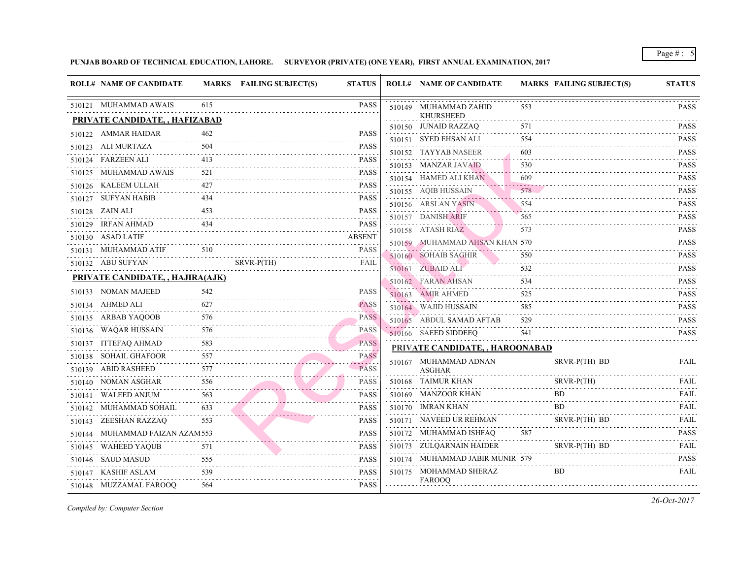**PUNJAB BOARD OF TECHNICAL EDUCATION, LAHORE. SURVEYOR (PRIVATE) (ONE YEAR), FIRST ANNUAL EXAMINATION, 2017**

| ROLL# | NAME OF CANDIDATE | MARKS | FAILING SUBJECT(S) | STATUS |
|---|---|---|---|---|
| 510121 | MUHAMMAD AWAIS | 615 | | PASS |
| **PRIVATE CANDIDATE, , HAFIZABAD** | | | | |
| 510122 | AMMAR HAIDAR | 462 | | PASS |
| 510123 | ALI MURTAZA | 504 | | PASS |
| 510124 | FARZEEN ALI | 413 | | PASS |
| 510125 | MUHAMMAD AWAIS | 521 | | PASS |
| 510126 | KALEEM ULLAH | 427 | | PASS |
| 510127 | SUFYAN HABIB | 434 | | PASS |
| 510128 | ZAIN ALI | 453 | | PASS |
| 510129 | IRFAN AHMAD | 434 | | PASS |
| 510130 | ASAD LATIF | | | ABSENT |
| 510131 | MUHAMMAD ATIF | 510 | | PASS |
| 510132 | ABU SUFYAN | | SRVR-P(TH) | FAIL |
| **PRIVATE CANDIDATE, , HAJIRA(AJK)** | | | | |
| 510133 | NOMAN MAJEED | 542 | | PASS |
| 510134 | AHMED ALI | 627 | | PASS |
| 510135 | ARBAB YAQOOB | 576 | | PASS |
| 510136 | WAQAR HUSSAIN | 576 | | PASS |
| 510137 | ITTEFAQ AHMAD | 583 | | PASS |
| 510138 | SOHAIL GHAFOOR | 557 | | PASS |
| 510139 | ABID RASHEED | 577 | | PASS |
| 510140 | NOMAN ASGHAR | 556 | | PASS |
| 510141 | WALEED ANJUM | 563 | | PASS |
| 510142 | MUHAMMAD SOHAIL | 633 | | PASS |
| 510143 | ZEESHAN RAZZAQ | 553 | | PASS |
| 510144 | MUHAMMAD FAIZAN AZAM | 553 | | PASS |
| 510145 | WAHEED YAQUB | 571 | | PASS |
| 510146 | SAUD MASUD | 555 | | PASS |
| 510147 | KASHIF ASLAM | 539 | | PASS |
| 510148 | MUZZAMAL FAROOQ | 564 | | PASS |
| 510149 | MUHAMMAD ZAHID KHURSHEED | 553 | | PASS |
| 510150 | JUNAID RAZZAQ | 571 | | PASS |
| 510151 | SYED EHSAN ALI | 554 | | PASS |
| 510152 | TAYYAB NASEER | 603 | | PASS |
| 510153 | MANZAR JAVAID | 530 | | PASS |
| 510154 | HAMED ALI KHAN | 609 | | PASS |
| 510155 | AQIB HUSSAIN | 578 | | PASS |
| 510156 | ARSLAN YASIN | 554 | | PASS |
| 510157 | DANISH ARIF | 565 | | PASS |
| 510158 | ATASH RIAZ | 573 | | PASS |
| 510159 | MUHAMMAD AHSAN KHAN | 570 | | PASS |
| 510160 | SOHAIB SAGHIR | 550 | | PASS |
| 510161 | ZUBAID ALI | 532 | | PASS |
| 510162 | FARAN AHSAN | 534 | | PASS |
| 510163 | AMIR AHMED | 525 | | PASS |
| 510164 | WAJID HUSSAIN | 585 | | PASS |
| 510165 | ABDUL SAMAD AFTAB | 529 | | PASS |
| 510166 | SAEED SIDDEEQ | 541 | | PASS |
| **PRIVATE CANDIDATE, , HAROONABAD** | | | | |
| 510167 | MUHAMMAD ADNAN ASGHAR | | SRVR-P(TH) BD | FAIL |
| 510168 | TAIMUR KHAN | | SRVR-P(TH) | FAIL |
| 510169 | MANZOOR KHAN | | BD | FAIL |
| 510170 | IMRAN KHAN | | BD | FAIL |
| 510171 | NAVEED UR REHMAN | | SRVR-P(TH) BD | FAIL |
| 510172 | MUHAMMAD ISHFAQ | 587 | | PASS |
| 510173 | ZULQARNAIN HAIDER | | SRVR-P(TH) BD | FAIL |
| 510174 | MUHAMMAD JABIR MUNIR | 579 | | PASS |
| 510175 | MOHAMMAD SHERAZ FAROOQ | | BD | FAIL |

*Compiled by: Computer Section*

*26-Oct-2017*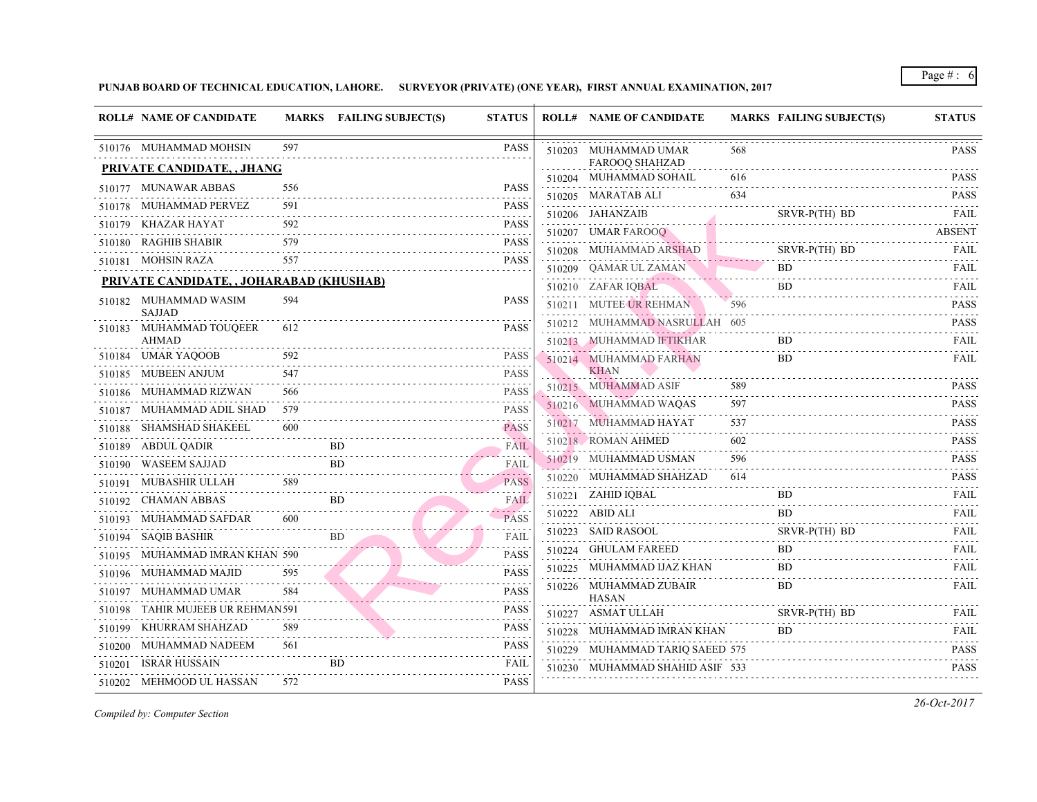**PUNJAB BOARD OF TECHNICAL EDUCATION, LAHORE. SURVEYOR (PRIVATE) (ONE YEAR), FIRST ANNUAL EXAMINATION, 2017**

| ROLL# | NAME OF CANDIDATE | MARKS | FAILING SUBJECT(S) | STATUS |
|---|---|---|---|---|
| 510176 | MUHAMMAD MOHSIN | 597 | | PASS |

**PRIVATE CANDIDATE, , JHANG**

| ROLL# | NAME OF CANDIDATE | MARKS | FAILING SUBJECT(S) | STATUS |
|---|---|---|---|---|
| 510177 | MUNAWAR ABBAS | 556 | | PASS |
| 510178 | MUHAMMAD PERVEZ | 591 | | PASS |
| 510179 | KHAZAR HAYAT | 592 | | PASS |
| 510180 | RAGHIB SHABIR | 579 | | PASS |
| 510181 | MOHSIN RAZA | 557 | | PASS |

**PRIVATE CANDIDATE, , JOHARABAD (KHUSHAB)**

| ROLL# | NAME OF CANDIDATE | MARKS | FAILING SUBJECT(S) | STATUS |
|---|---|---|---|---|
| 510182 | MUHAMMAD WASIM SAJJAD | 594 | | PASS |
| 510183 | MUHAMMAD TOUQEER AHMAD | 612 | | PASS |
| 510184 | UMAR YAQOOB | 592 | | PASS |
| 510185 | MUBEEN ANJUM | 547 | | PASS |
| 510186 | MUHAMMAD RIZWAN | 566 | | PASS |
| 510187 | MUHAMMAD ADIL SHAD | 579 | | PASS |
| 510188 | SHAMSHAD SHAKEEL | 600 | | PASS |
| 510189 | ABDUL QADIR | | BD | FAIL |
| 510190 | WASEEM SAJJAD | | BD | FAIL |
| 510191 | MUBASHIR ULLAH | 589 | | PASS |
| 510192 | CHAMAN ABBAS | | BD | FAIL |
| 510193 | MUHAMMAD SAFDAR | 600 | | PASS |
| 510194 | SAQIB BASHIR | | BD | FAIL |
| 510195 | MUHAMMAD IMRAN KHAN | 590 | | PASS |
| 510196 | MUHAMMAD MAJID | 595 | | PASS |
| 510197 | MUHAMMAD UMAR | 584 | | PASS |
| 510198 | TAHIR MUJEEB UR REHMAN | 591 | | PASS |
| 510199 | KHURRAM SHAHZAD | 589 | | PASS |
| 510200 | MUHAMMAD NADEEM | 561 | | PASS |
| 510201 | ISRAR HUSSAIN | | BD | FAIL |
| 510202 | MEHMOOD UL HASSAN | 572 | | PASS |
| 510203 | MUHAMMAD UMAR FAROOQ SHAHZAD | 568 | | PASS |
| 510204 | MUHAMMAD SOHAIL | 616 | | PASS |
| 510205 | MARATAB ALI | 634 | | PASS |
| 510206 | JAHANZAIB | | SRVR-P(TH) BD | FAIL |
| 510207 | UMAR FAROOQ | | | ABSENT |
| 510208 | MUHAMMAD ARSHAD | | SRVR-P(TH) BD | FAIL |
| 510209 | QAMAR UL ZAMAN | | BD | FAIL |
| 510210 | ZAFAR IQBAL | | BD | FAIL |
| 510211 | MUTEE UR REHMAN | 596 | | PASS |
| 510212 | MUHAMMAD NASRULLAH | 605 | | PASS |
| 510213 | MUHAMMAD IFTIKHAR | | BD | FAIL |
| 510214 | MUHAMMAD FARHAN KHAN | | BD | FAIL |
| 510215 | MUHAMMAD ASIF | 589 | | PASS |
| 510216 | MUHAMMAD WAQAS | 597 | | PASS |
| 510217 | MUHAMMAD HAYAT | 537 | | PASS |
| 510218 | ROMAN AHMED | 602 | | PASS |
| 510219 | MUHAMMAD USMAN | 596 | | PASS |
| 510220 | MUHAMMAD SHAHZAD | 614 | | PASS |
| 510221 | ZAHID IQBAL | | BD | FAIL |
| 510222 | ABID ALI | | BD | FAIL |
| 510223 | SAID RASOOL | | SRVR-P(TH) BD | FAIL |
| 510224 | GHULAM FAREED | | BD | FAIL |
| 510225 | MUHAMMAD IJAZ KHAN | | BD | FAIL |
| 510226 | MUHAMMAD ZUBAIR HASAN | | BD | FAIL |
| 510227 | ASMAT ULLAH | | SRVR-P(TH) BD | FAIL |
| 510228 | MUHAMMAD IMRAN KHAN | | BD | FAIL |
| 510229 | MUHAMMAD TARIQ SAEED | 575 | | PASS |
| 510230 | MUHAMMAD SHAHID ASIF | 533 | | PASS |

*Compiled by: Computer Section*

*26-Oct-2017*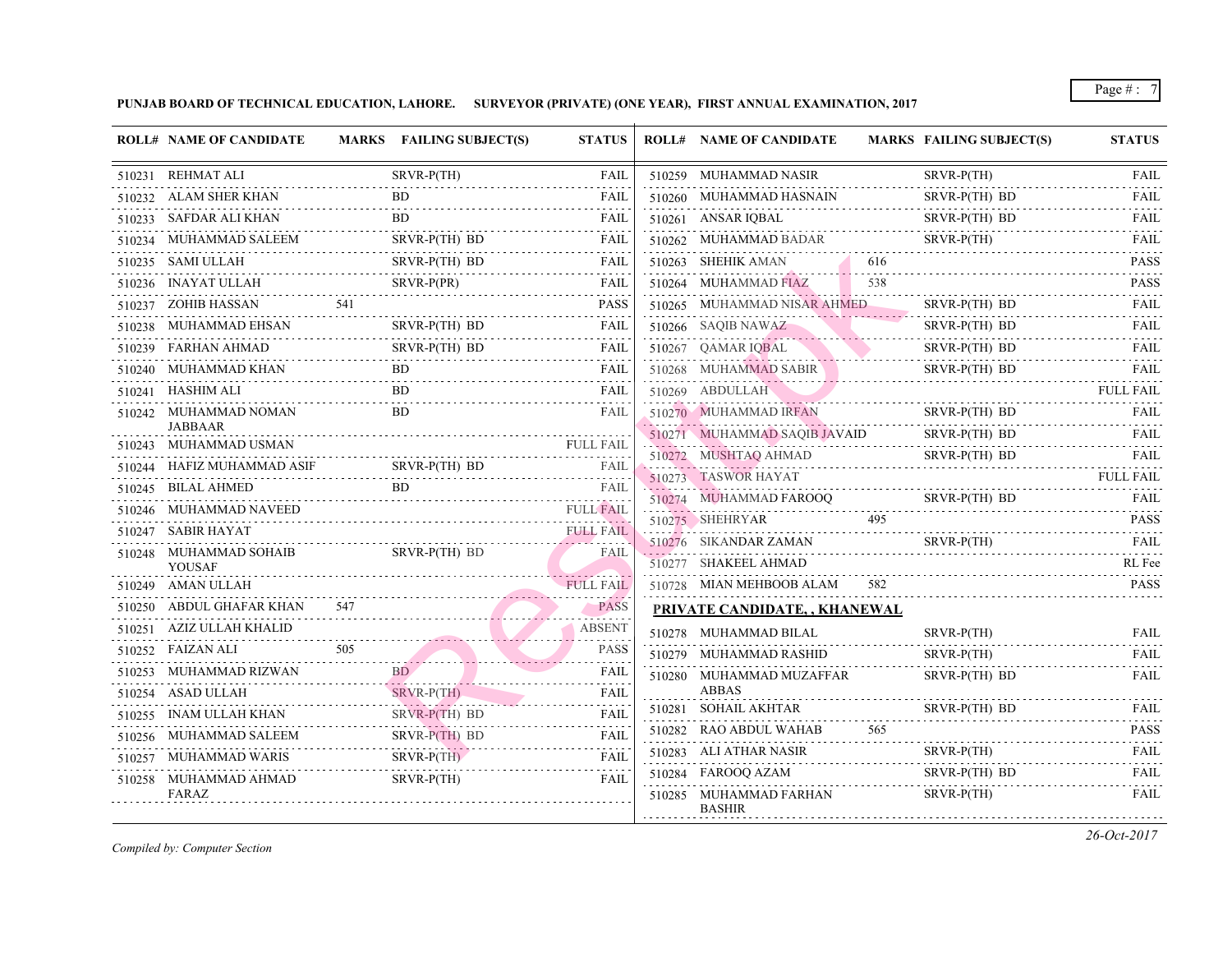**PUNJAB BOARD OF TECHNICAL EDUCATION, LAHORE. SURVEYOR (PRIVATE) (ONE YEAR), FIRST ANNUAL EXAMINATION, 2017**

| ROLL# | NAME OF CANDIDATE | MARKS | FAILING SUBJECT(S) | STATUS |
|---|---|---|---|---|
| 510231 | REHMAT ALI | | SRVR-P(TH) | FAIL |
| 510232 | ALAM SHER KHAN | | BD | FAIL |
| 510233 | SAFDAR ALI KHAN | | BD | FAIL |
| 510234 | MUHAMMAD SALEEM | | SRVR-P(TH) BD | FAIL |
| 510235 | SAMI ULLAH | | SRVR-P(TH) BD | FAIL |
| 510236 | INAYAT ULLAH | | SRVR-P(PR) | FAIL |
| 510237 | ZOHIB HASSAN | 541 | | PASS |
| 510238 | MUHAMMAD EHSAN | | SRVR-P(TH) BD | FAIL |
| 510239 | FARHAN AHMAD | | SRVR-P(TH) BD | FAIL |
| 510240 | MUHAMMAD KHAN | | BD | FAIL |
| 510241 | HASHIM ALI | | BD | FAIL |
| 510242 | MUHAMMAD NOMAN JABBAAR | | BD | FAIL |
| 510243 | MUHAMMAD USMAN | | | FULL FAIL |
| 510244 | HAFIZ MUHAMMAD ASIF | | SRVR-P(TH) BD | FAIL |
| 510245 | BILAL AHMED | | BD | FAIL |
| 510246 | MUHAMMAD NAVEED | | | FULL FAIL |
| 510247 | SABIR HAYAT | | | FULL FAIL |
| 510248 | MUHAMMAD SOHAIB YOUSAF | | SRVR-P(TH) BD | FAIL |
| 510249 | AMAN ULLAH | | | FULL FAIL |
| 510250 | ABDUL GHAFAR KHAN | 547 | | PASS |
| 510251 | AZIZ ULLAH KHALID | | | ABSENT |
| 510252 | FAIZAN ALI | 505 | | PASS |
| 510253 | MUHAMMAD RIZWAN | | BD | FAIL |
| 510254 | ASAD ULLAH | | SRVR-P(TH) | FAIL |
| 510255 | INAM ULLAH KHAN | | SRVR-P(TH) BD | FAIL |
| 510256 | MUHAMMAD SALEEM | | SRVR-P(TH) BD | FAIL |
| 510257 | MUHAMMAD WARIS | | SRVR-P(TH) | FAIL |
| 510258 | MUHAMMAD AHMAD FARAZ | | SRVR-P(TH) | FAIL |
| 510259 | MUHAMMAD NASIR | | SRVR-P(TH) | FAIL |
| 510260 | MUHAMMAD HASNAIN | | SRVR-P(TH) BD | FAIL |
| 510261 | ANSAR IQBAL | | SRVR-P(TH) BD | FAIL |
| 510262 | MUHAMMAD BADAR | | SRVR-P(TH) | FAIL |
| 510263 | SHEHIK AMAN | 616 | | PASS |
| 510264 | MUHAMMAD FIAZ | 538 | | PASS |
| 510265 | MUHAMMAD NISAR AHMED | | SRVR-P(TH) BD | FAIL |
| 510266 | SAQIB NAWAZ | | SRVR-P(TH) BD | FAIL |
| 510267 | QAMAR IQBAL | | SRVR-P(TH) BD | FAIL |
| 510268 | MUHAMMAD SABIR | | SRVR-P(TH) BD | FAIL |
| 510269 | ABDULLAH | | | FULL FAIL |
| 510270 | MUHAMMAD IRFAN | | SRVR-P(TH) BD | FAIL |
| 510271 | MUHAMMAD SAQIB JAVAID | | SRVR-P(TH) BD | FAIL |
| 510272 | MUSHTAQ AHMAD | | SRVR-P(TH) BD | FAIL |
| 510273 | TASWOR HAYAT | | | FULL FAIL |
| 510274 | MUHAMMAD FAROOQ | | SRVR-P(TH) BD | FAIL |
| 510275 | SHEHRYAR | 495 | | PASS |
| 510276 | SIKANDAR ZAMAN | | SRVR-P(TH) | FAIL |
| 510277 | SHAKEEL AHMAD | | | RL Fee |
| 510728 | MIAN MEHBOOB ALAM | 582 | | PASS |

**PRIVATE CANDIDATE, , KHANEWAL**

| ROLL# | NAME OF CANDIDATE | MARKS | FAILING SUBJECT(S) | STATUS |
|---|---|---|---|---|
| 510278 | MUHAMMAD BILAL | | SRVR-P(TH) | FAIL |
| 510279 | MUHAMMAD RASHID | | SRVR-P(TH) | FAIL |
| 510280 | MUHAMMAD MUZAFFAR ABBAS | | SRVR-P(TH) BD | FAIL |
| 510281 | SOHAIL AKHTAR | | SRVR-P(TH) BD | FAIL |
| 510282 | RAO ABDUL WAHAB | 565 | | PASS |
| 510283 | ALI ATHAR NASIR | | SRVR-P(TH) | FAIL |
| 510284 | FAROOQ AZAM | | SRVR-P(TH) BD | FAIL |
| 510285 | MUHAMMAD FARHAN BASHIR | | SRVR-P(TH) | FAIL |

*Compiled by: Computer Section*

*26-Oct-2017*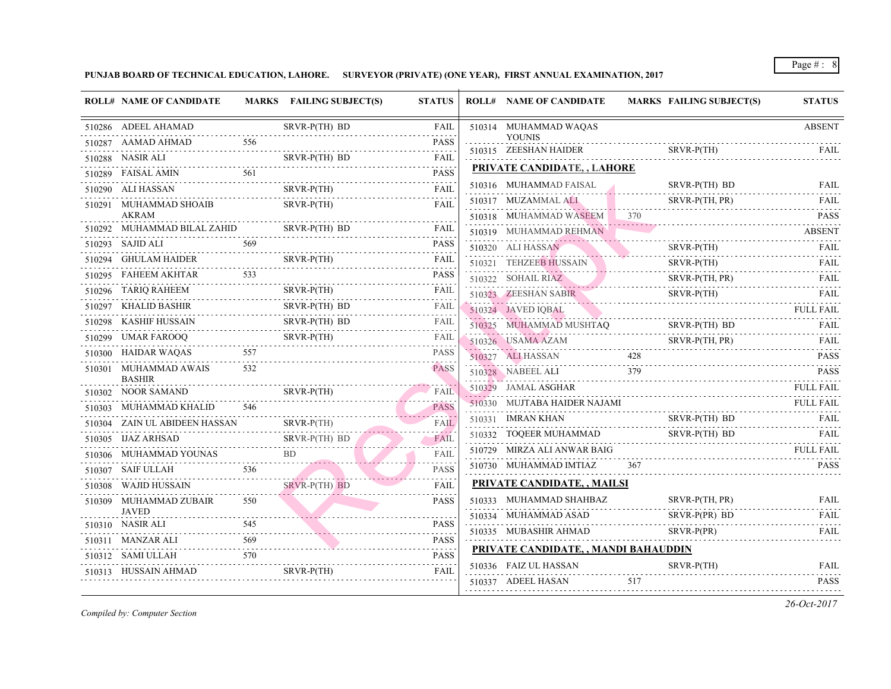**PUNJAB BOARD OF TECHNICAL EDUCATION, LAHORE. SURVEYOR (PRIVATE) (ONE YEAR), FIRST ANNUAL EXAMINATION, 2017**

| ROLL# | NAME OF CANDIDATE | MARKS | FAILING SUBJECT(S) | STATUS |
|---|---|---|---|---|
| 510286 | ADEEL AHAMAD | | SRVR-P(TH) BD | FAIL |
| 510287 | AAMAD AHMAD | 556 | | PASS |
| 510288 | NASIR ALI | | SRVR-P(TH) BD | FAIL |
| 510289 | FAISAL AMIN | 561 | | PASS |
| 510290 | ALI HASSAN | | SRVR-P(TH) | FAIL |
| 510291 | MUHAMMAD SHOAIB AKRAM | | SRVR-P(TH) | FAIL |
| 510292 | MUHAMMAD BILAL ZAHID | | SRVR-P(TH) BD | FAIL |
| 510293 | SAJID ALI | 569 | | PASS |
| 510294 | GHULAM HAIDER | | SRVR-P(TH) | FAIL |
| 510295 | FAHEEM AKHTAR | 533 | | PASS |
| 510296 | TARIQ RAHEEM | | SRVR-P(TH) | FAIL |
| 510297 | KHALID BASHIR | | SRVR-P(TH) BD | FAIL |
| 510298 | KASHIF HUSSAIN | | SRVR-P(TH) BD | FAIL |
| 510299 | UMAR FAROOQ | | SRVR-P(TH) | FAIL |
| 510300 | HAIDAR WAQAS | 557 | | PASS |
| 510301 | MUHAMMAD AWAIS BASHIR | 532 | | PASS |
| 510302 | NOOR SAMAND | | SRVR-P(TH) | FAIL |
| 510303 | MUHAMMAD KHALID | 546 | | PASS |
| 510304 | ZAIN UL ABIDEEN HASSAN | | SRVR-P(TH) | FAIL |
| 510305 | IJAZ ARHSAD | | SRVR-P(TH) BD | FAIL |
| 510306 | MUHAMMAD YOUNAS | | BD | FAIL |
| 510307 | SAIF ULLAH | 536 | | PASS |
| 510308 | WAJID HUSSAIN | | SRVR-P(TH) BD | FAIL |
| 510309 | MUHAMMAD ZUBAIR JAVED | 550 | | PASS |
| 510310 | NASIR ALI | 545 | | PASS |
| 510311 | MANZAR ALI | 569 | | PASS |
| 510312 | SAMI ULLAH | 570 | | PASS |
| 510313 | HUSSAIN AHMAD | | SRVR-P(TH) | FAIL |
| 510314 | MUHAMMAD WAQAS YOUNIS | | | ABSENT |
| 510315 | ZEESHAN HAIDER | | SRVR-P(TH) | FAIL |

**PRIVATE CANDIDATE, , LAHORE**

| ROLL# | NAME OF CANDIDATE | MARKS | FAILING SUBJECT(S) | STATUS |
|---|---|---|---|---|
| 510316 | MUHAMMAD FAISAL | | SRVR-P(TH) BD | FAIL |
| 510317 | MUZAMMAL ALI | | SRVR-P(TH, PR) | FAIL |
| 510318 | MUHAMMAD WASEEM | 370 | | PASS |
| 510319 | MUHAMMAD REHMAN | | | ABSENT |
| 510320 | ALI HASSAN | | SRVR-P(TH) | FAIL |
| 510321 | TEHZEEB HUSSAIN | | SRVR-P(TH) | FAIL |
| 510322 | SOHAIL RIAZ | | SRVR-P(TH, PR) | FAIL |
| 510323 | ZEESHAN SABIR | | SRVR-P(TH) | FAIL |
| 510324 | JAVED IQBAL | | | FULL FAIL |
| 510325 | MUHAMMAD MUSHTAQ | | SRVR-P(TH) BD | FAIL |
| 510326 | USAMA AZAM | | SRVR-P(TH, PR) | FAIL |
| 510327 | ALI HASSAN | 428 | | PASS |
| 510328 | NABEEL ALI | 379 | | PASS |
| 510329 | JAMAL ASGHAR | | | FULL FAIL |
| 510330 | MUJTABA HAIDER NAJAMI | | | FULL FAIL |
| 510331 | IMRAN KHAN | | SRVR-P(TH) BD | FAIL |
| 510332 | TOQEER MUHAMMAD | | SRVR-P(TH) BD | FAIL |
| 510729 | MIRZA ALI ANWAR BAIG | | | FULL FAIL |
| 510730 | MUHAMMAD IMTIAZ | 367 | | PASS |

**PRIVATE CANDIDATE, , MAILSI**

| ROLL# | NAME OF CANDIDATE | MARKS | FAILING SUBJECT(S) | STATUS |
|---|---|---|---|---|
| 510333 | MUHAMMAD SHAHBAZ | | SRVR-P(TH, PR) | FAIL |
| 510334 | MUHAMMAD ASAD | | SRVR-P(PR) BD | FAIL |
| 510335 | MUBASHIR AHMAD | | SRVR-P(PR) | FAIL |

**PRIVATE CANDIDATE, , MANDI BAHAUDDIN**

| ROLL# | NAME OF CANDIDATE | MARKS | FAILING SUBJECT(S) | STATUS |
|---|---|---|---|---|
| 510336 | FAIZ UL HASSAN | | SRVR-P(TH) | FAIL |
| 510337 | ADEEL HASAN | 517 | | PASS |

*Compiled by: Computer Section*

*26-Oct-2017*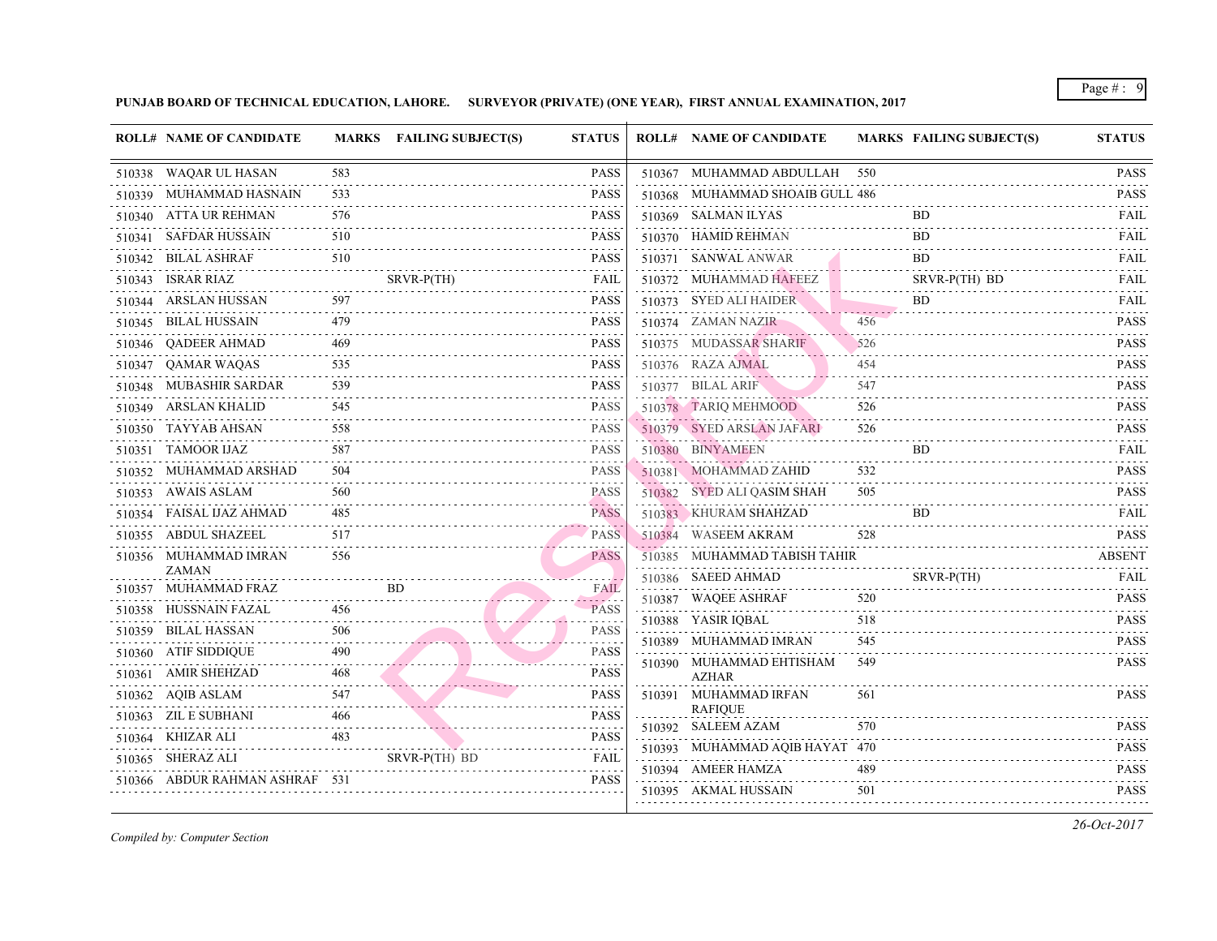**PUNJAB BOARD OF TECHNICAL EDUCATION, LAHORE. SURVEYOR (PRIVATE) (ONE YEAR), FIRST ANNUAL EXAMINATION, 2017**

| ROLL# | NAME OF CANDIDATE | MARKS | FAILING SUBJECT(S) | STATUS |
|---|---|---|---|---|
| 510338 | WAQAR UL HASAN | 583 | | PASS |
| 510339 | MUHAMMAD HASNAIN | 533 | | PASS |
| 510340 | ATTA UR REHMAN | 576 | | PASS |
| 510341 | SAFDAR HUSSAIN | 510 | | PASS |
| 510342 | BILAL ASHRAF | 510 | | PASS |
| 510343 | ISRAR RIAZ | | SRVR-P(TH) | FAIL |
| 510344 | ARSLAN HUSSAN | 597 | | PASS |
| 510345 | BILAL HUSSAIN | 479 | | PASS |
| 510346 | QADEER AHMAD | 469 | | PASS |
| 510347 | QAMAR WAQAS | 535 | | PASS |
| 510348 | MUBASHIR SARDAR | 539 | | PASS |
| 510349 | ARSLAN KHALID | 545 | | PASS |
| 510350 | TAYYAB AHSAN | 558 | | PASS |
| 510351 | TAMOOR IJAZ | 587 | | PASS |
| 510352 | MUHAMMAD ARSHAD | 504 | | PASS |
| 510353 | AWAIS ASLAM | 560 | | PASS |
| 510354 | FAISAL IJAZ AHMAD | 485 | | PASS |
| 510355 | ABDUL SHAZEEL | 517 | | PASS |
| 510356 | MUHAMMAD IMRAN ZAMAN | 556 | | PASS |
| 510357 | MUHAMMAD FRAZ | | BD | FAIL |
| 510358 | HUSSNAIN FAZAL | 456 | | PASS |
| 510359 | BILAL HASSAN | 506 | | PASS |
| 510360 | ATIF SIDDIQUE | 490 | | PASS |
| 510361 | AMIR SHEHZAD | 468 | | PASS |
| 510362 | AQIB ASLAM | 547 | | PASS |
| 510363 | ZIL E SUBHANI | 466 | | PASS |
| 510364 | KHIZAR ALI | 483 | | PASS |
| 510365 | SHERAZ ALI | | SRVR-P(TH) BD | FAIL |
| 510366 | ABDUR RAHMAN ASHRAF | 531 | | PASS |
| 510367 | MUHAMMAD ABDULLAH | 550 | | PASS |
| 510368 | MUHAMMAD SHOAIB GULL | 486 | | PASS |
| 510369 | SALMAN ILYAS | | BD | FAIL |
| 510370 | HAMID REHMAN | | BD | FAIL |
| 510371 | SANWAL ANWAR | | BD | FAIL |
| 510372 | MUHAMMAD HAFEEZ | | SRVR-P(TH) BD | FAIL |
| 510373 | SYED ALI HAIDER | | BD | FAIL |
| 510374 | ZAMAN NAZIR | 456 | | PASS |
| 510375 | MUDASSAR SHARIF | 526 | | PASS |
| 510376 | RAZA AJMAL | 454 | | PASS |
| 510377 | BILAL ARIF | 547 | | PASS |
| 510378 | TARIQ MEHMOOD | 526 | | PASS |
| 510379 | SYED ARSLAN JAFARI | 526 | | PASS |
| 510380 | BINYAMEEN | | BD | FAIL |
| 510381 | MOHAMMAD ZAHID | 532 | | PASS |
| 510382 | SYED ALI QASIM SHAH | 505 | | PASS |
| 510383 | KHURAM SHAHZAD | | BD | FAIL |
| 510384 | WASEEM AKRAM | 528 | | PASS |
| 510385 | MUHAMMAD TABISH TAHIR | | | ABSENT |
| 510386 | SAEED AHMAD | | SRVR-P(TH) | FAIL |
| 510387 | WAQEE ASHRAF | 520 | | PASS |
| 510388 | YASIR IQBAL | 518 | | PASS |
| 510389 | MUHAMMAD IMRAN | 545 | | PASS |
| 510390 | MUHAMMAD EHTISHAM AZHAR | 549 | | PASS |
| 510391 | MUHAMMAD IRFAN RAFIQUE | 561 | | PASS |
| 510392 | SALEEM AZAM | 570 | | PASS |
| 510393 | MUHAMMAD AQIB HAYAT | 470 | | PASS |
| 510394 | AMEER HAMZA | 489 | | PASS |
| 510395 | AKMAL HUSSAIN | 501 | | PASS |

*Compiled by: Computer Section*

*26-Oct-2017*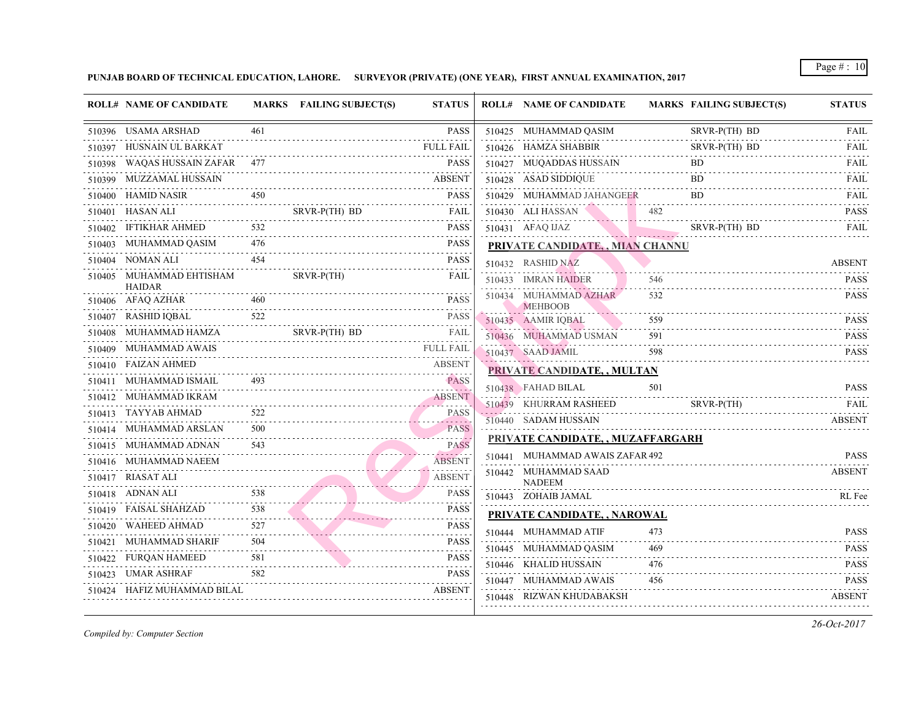**PUNJAB BOARD OF TECHNICAL EDUCATION, LAHORE.     SURVEYOR (PRIVATE) (ONE YEAR), FIRST ANNUAL EXAMINATION, 2017**

| ROLL# | NAME OF CANDIDATE | MARKS | FAILING SUBJECT(S) | STATUS |
|---|---|---|---|---|
| 510396 | USAMA ARSHAD | 461 | | PASS |
| 510397 | HUSNAIN UL BARKAT | | | FULL FAIL |
| 510398 | WAQAS HUSSAIN ZAFAR | 477 | | PASS |
| 510399 | MUZZAMAL HUSSAIN | | | ABSENT |
| 510400 | HAMID NASIR | 450 | | PASS |
| 510401 | HASAN ALI | | SRVR-P(TH) BD | FAIL |
| 510402 | IFTIKHAR AHMED | 532 | | PASS |
| 510403 | MUHAMMAD QASIM | 476 | | PASS |
| 510404 | NOMAN ALI | 454 | | PASS |
| 510405 | MUHAMMAD EHTISHAM HAIDAR | | SRVR-P(TH) | FAIL |
| 510406 | AFAQ AZHAR | 460 | | PASS |
| 510407 | RASHID IQBAL | 522 | | PASS |
| 510408 | MUHAMMAD HAMZA | | SRVR-P(TH) BD | FAIL |
| 510409 | MUHAMMAD AWAIS | | | FULL FAIL |
| 510410 | FAIZAN AHMED | | | ABSENT |
| 510411 | MUHAMMAD ISMAIL | 493 | | PASS |
| 510412 | MUHAMMAD IKRAM | | | ABSENT |
| 510413 | TAYYAB AHMAD | 522 | | PASS |
| 510414 | MUHAMMAD ARSLAN | 500 | | PASS |
| 510415 | MUHAMMAD ADNAN | 543 | | PASS |
| 510416 | MUHAMMAD NAEEM | | | ABSENT |
| 510417 | RIASAT ALI | | | ABSENT |
| 510418 | ADNAN ALI | 538 | | PASS |
| 510419 | FAISAL SHAHZAD | 538 | | PASS |
| 510420 | WAHEED AHMAD | 527 | | PASS |
| 510421 | MUHAMMAD SHARIF | 504 | | PASS |
| 510422 | FURQAN HAMEED | 581 | | PASS |
| 510423 | UMAR ASHRAF | 582 | | PASS |
| 510424 | HAFIZ MUHAMMAD BILAL | | | ABSENT |
| 510425 | MUHAMMAD QASIM | | SRVR-P(TH) BD | FAIL |
| 510426 | HAMZA SHABBIR | | SRVR-P(TH) BD | FAIL |
| 510427 | MUQADDAS HUSSAIN | | BD | FAIL |
| 510428 | ASAD SIDDIQUE | | BD | FAIL |
| 510429 | MUHAMMAD JAHANGEER | | BD | FAIL |
| 510430 | ALI HASSAN | 482 | | PASS |
| 510431 | AFAQ IJAZ | | SRVR-P(TH) BD | FAIL |

**PRIVATE CANDIDATE, , MIAN CHANNU**

| ROLL# | NAME OF CANDIDATE | MARKS | FAILING SUBJECT(S) | STATUS |
|---|---|---|---|---|
| 510432 | RASHID NAZ | | | ABSENT |
| 510433 | IMRAN HAIDER | 546 | | PASS |
| 510434 | MUHAMMAD AZHAR MEHBOOB | 532 | | PASS |
| 510435 | AAMIR IQBAL | 559 | | PASS |
| 510436 | MUHAMMAD USMAN | 591 | | PASS |
| 510437 | SAAD JAMIL | 598 | | PASS |

**PRIVATE CANDIDATE, , MULTAN**

| ROLL# | NAME OF CANDIDATE | MARKS | FAILING SUBJECT(S) | STATUS |
|---|---|---|---|---|
| 510438 | FAHAD BILAL | 501 | | PASS |
| 510439 | KHURRAM RASHEED | | SRVR-P(TH) | FAIL |
| 510440 | SADAM HUSSAIN | | | ABSENT |

**PRIVATE CANDIDATE, , MUZAFFARGARH**

| ROLL# | NAME OF CANDIDATE | MARKS | FAILING SUBJECT(S) | STATUS |
|---|---|---|---|---|
| 510441 | MUHAMMAD AWAIS ZAFAR | 492 | | PASS |
| 510442 | MUHAMMAD SAAD NADEEM | | | ABSENT |
| 510443 | ZOHAIB JAMAL | | | RL Fee |

**PRIVATE CANDIDATE, , NAROWAL**

| ROLL# | NAME OF CANDIDATE | MARKS | FAILING SUBJECT(S) | STATUS |
|---|---|---|---|---|
| 510444 | MUHAMMAD ATIF | 473 | | PASS |
| 510445 | MUHAMMAD QASIM | 469 | | PASS |
| 510446 | KHALID HUSSAIN | 476 | | PASS |
| 510447 | MUHAMMAD AWAIS | 456 | | PASS |
| 510448 | RIZWAN KHUDABAKSH | | | ABSENT |

*Compiled by: Computer Section*

*26-Oct-2017*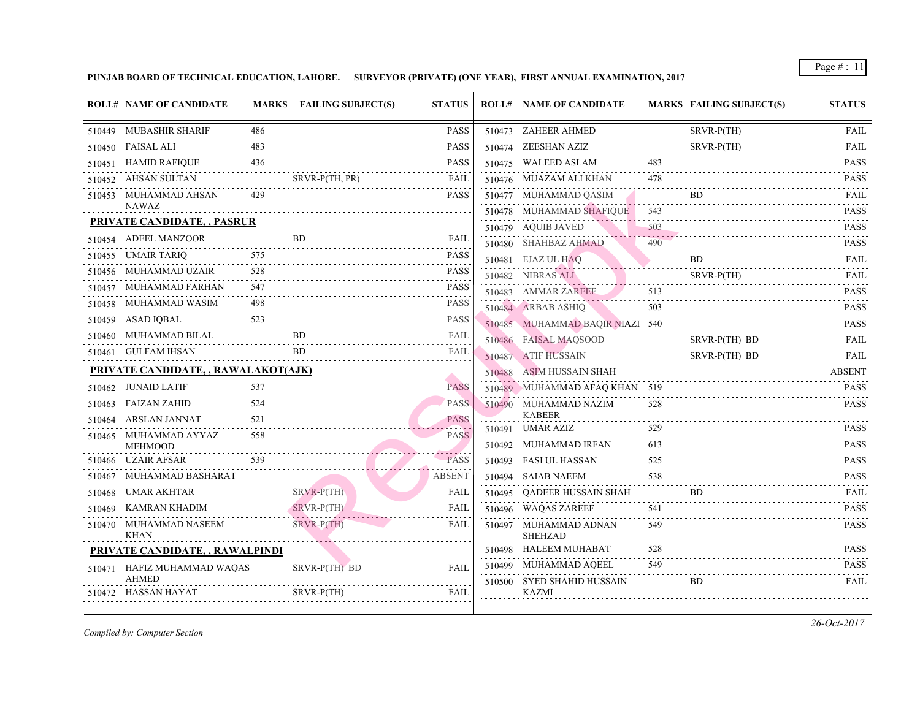**PUNJAB BOARD OF TECHNICAL EDUCATION, LAHORE. SURVEYOR (PRIVATE) (ONE YEAR), FIRST ANNUAL EXAMINATION, 2017**

| ROLL# | NAME OF CANDIDATE | MARKS | FAILING SUBJECT(S) | STATUS |
|---|---|---|---|---|
| 510449 | MUBASHIR SHARIF | 486 | | PASS |
| 510450 | FAISAL ALI | 483 | | PASS |
| 510451 | HAMID RAFIQUE | 436 | | PASS |
| 510452 | AHSAN SULTAN | | SRVR-P(TH, PR) | FAIL |
| 510453 | MUHAMMAD AHSAN NAWAZ | 429 | | PASS |
| **PRIVATE CANDIDATE, , PASRUR** | | | | |
| 510454 | ADEEL MANZOOR | | BD | FAIL |
| 510455 | UMAIR TARIQ | 575 | | PASS |
| 510456 | MUHAMMAD UZAIR | 528 | | PASS |
| 510457 | MUHAMMAD FARHAN | 547 | | PASS |
| 510458 | MUHAMMAD WASIM | 498 | | PASS |
| 510459 | ASAD IQBAL | 523 | | PASS |
| 510460 | MUHAMMAD BILAL | | BD | FAIL |
| 510461 | GULFAM IHSAN | | BD | FAIL |
| **PRIVATE CANDIDATE, , RAWALAKOT(AJK)** | | | | |
| 510462 | JUNAID LATIF | 537 | | PASS |
| 510463 | FAIZAN ZAHID | 524 | | PASS |
| 510464 | ARSLAN JANNAT | 521 | | PASS |
| 510465 | MUHAMMAD AYYAZ MEHMOOD | 558 | | PASS |
| 510466 | UZAIR AFSAR | 539 | | PASS |
| 510467 | MUHAMMAD BASHARAT | | | ABSENT |
| 510468 | UMAR AKHTAR | | SRVR-P(TH) | FAIL |
| 510469 | KAMRAN KHADIM | | SRVR-P(TH) | FAIL |
| 510470 | MUHAMMAD NASEEM KHAN | | SRVR-P(TH) | FAIL |
| **PRIVATE CANDIDATE, , RAWALPINDI** | | | | |
| 510471 | HAFIZ MUHAMMAD WAQAS AHMED | | SRVR-P(TH) BD | FAIL |
| 510472 | HASSAN HAYAT | | SRVR-P(TH) | FAIL |
| 510473 | ZAHEER AHMED | | SRVR-P(TH) | FAIL |
| 510474 | ZEESHAN AZIZ | | SRVR-P(TH) | FAIL |
| 510475 | WALEED ASLAM | 483 | | PASS |
| 510476 | MUAZAM ALI KHAN | 478 | | PASS |
| 510477 | MUHAMMAD QASIM | | BD | FAIL |
| 510478 | MUHAMMAD SHAFIQUE | 543 | | PASS |
| 510479 | AQUIB JAVED | 503 | | PASS |
| 510480 | SHAHBAZ AHMAD | 490 | | PASS |
| 510481 | EJAZ UL HAQ | | BD | FAIL |
| 510482 | NIBRAS ALI | | SRVR-P(TH) | FAIL |
| 510483 | AMMAR ZAREEF | 513 | | PASS |
| 510484 | ARBAB ASHIQ | 503 | | PASS |
| 510485 | MUHAMMAD BAQIR NIAZI | 540 | | PASS |
| 510486 | FAISAL MAQSOOD | | SRVR-P(TH) BD | FAIL |
| 510487 | ATIF HUSSAIN | | SRVR-P(TH) BD | FAIL |
| 510488 | ASIM HUSSAIN SHAH | | | ABSENT |
| 510489 | MUHAMMAD AFAQ KHAN | 519 | | PASS |
| 510490 | MUHAMMAD NAZIM KABEER | 528 | | PASS |
| 510491 | UMAR AZIZ | 529 | | PASS |
| 510492 | MUHAMMAD IRFAN | 613 | | PASS |
| 510493 | FASI UL HASSAN | 525 | | PASS |
| 510494 | SAIAB NAEEM | 538 | | PASS |
| 510495 | QADEER HUSSAIN SHAH | | BD | FAIL |
| 510496 | WAQAS ZAREEF | 541 | | PASS |
| 510497 | MUHAMMAD ADNAN SHEHZAD | 549 | | PASS |
| 510498 | HALEEM MUHABAT | 528 | | PASS |
| 510499 | MUHAMMAD AQEEL | 549 | | PASS |
| 510500 | SYED SHAHID HUSSAIN KAZMI | | BD | FAIL |

*Compiled by: Computer Section*

*26-Oct-2017*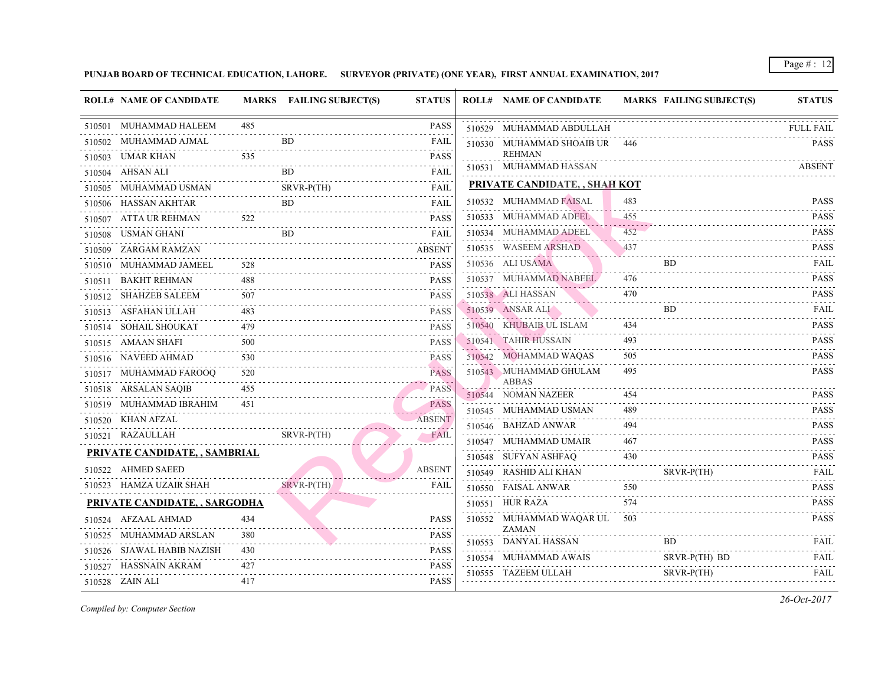**PUNJAB BOARD OF TECHNICAL EDUCATION, LAHORE. SURVEYOR (PRIVATE) (ONE YEAR), FIRST ANNUAL EXAMINATION, 2017**

| ROLL# | NAME OF CANDIDATE | MARKS | FAILING SUBJECT(S) | STATUS |
|---|---|---|---|---|
| 510501 | MUHAMMAD HALEEM | 485 | | PASS |
| 510502 | MUHAMMAD AJMAL | | BD | FAIL |
| 510503 | UMAR KHAN | 535 | | PASS |
| 510504 | AHSAN ALI | | BD | FAIL |
| 510505 | MUHAMMAD USMAN | | SRVR-P(TH) | FAIL |
| 510506 | HASSAN AKHTAR | | BD | FAIL |
| 510507 | ATTA UR REHMAN | 522 | | PASS |
| 510508 | USMAN GHANI | | BD | FAIL |
| 510509 | ZARGAM RAMZAN | | | ABSENT |
| 510510 | MUHAMMAD JAMEEL | 528 | | PASS |
| 510511 | BAKHT REHMAN | 488 | | PASS |
| 510512 | SHAHZEB SALEEM | 507 | | PASS |
| 510513 | ASFAHAN ULLAH | 483 | | PASS |
| 510514 | SOHAIL SHOUKAT | 479 | | PASS |
| 510515 | AMAAN SHAFI | 500 | | PASS |
| 510516 | NAVEED AHMAD | 530 | | PASS |
| 510517 | MUHAMMAD FAROOQ | 520 | | PASS |
| 510518 | ARSALAN SAQIB | 455 | | PASS |
| 510519 | MUHAMMAD IBRAHIM | 451 | | PASS |
| 510520 | KHAN AFZAL | | | ABSENT |
| 510521 | RAZAULLAH | | SRVR-P(TH) | FAIL |

**PRIVATE CANDIDATE, , SAMBRIAL**

| ROLL# | NAME OF CANDIDATE | MARKS | FAILING SUBJECT(S) | STATUS |
|---|---|---|---|---|
| 510522 | AHMED SAEED | | | ABSENT |
| 510523 | HAMZA UZAIR SHAH | | SRVR-P(TH) | FAIL |

**PRIVATE CANDIDATE, , SARGODHA**

| ROLL# | NAME OF CANDIDATE | MARKS | FAILING SUBJECT(S) | STATUS |
|---|---|---|---|---|
| 510524 | AFZAAL AHMAD | 434 | | PASS |
| 510525 | MUHAMMAD ARSLAN | 380 | | PASS |
| 510526 | SJAWAL HABIB NAZISH | 430 | | PASS |
| 510527 | HASSNAIN AKRAM | 427 | | PASS |
| 510528 | ZAIN ALI | 417 | | PASS |
| 510529 | MUHAMMAD ABDULLAH | | | FULL FAIL |
| 510530 | MUHAMMAD SHOAIB UR REHMAN | 446 | | PASS |
| 510531 | MUHAMMAD HASSAN | | | ABSENT |

**PRIVATE CANDIDATE, , SHAH KOT**

| ROLL# | NAME OF CANDIDATE | MARKS | FAILING SUBJECT(S) | STATUS |
|---|---|---|---|---|
| 510532 | MUHAMMAD FAISAL | 483 | | PASS |
| 510533 | MUHAMMAD ADEEL | 455 | | PASS |
| 510534 | MUHAMMAD ADEEL | 452 | | PASS |
| 510535 | WASEEM ARSHAD | 437 | | PASS |
| 510536 | ALI USAMA | | BD | FAIL |
| 510537 | MUHAMMAD NABEEL | 476 | | PASS |
| 510538 | ALI HASSAN | 470 | | PASS |
| 510539 | ANSAR ALI | | BD | FAIL |
| 510540 | KHUBAIB UL ISLAM | 434 | | PASS |
| 510541 | TAHIR HUSSAIN | 493 | | PASS |
| 510542 | MOHAMMAD WAQAS | 505 | | PASS |
| 510543 | MUHAMMAD GHULAM ABBAS | 495 | | PASS |
| 510544 | NOMAN NAZEER | 454 | | PASS |
| 510545 | MUHAMMAD USMAN | 489 | | PASS |
| 510546 | BAHZAD ANWAR | 494 | | PASS |
| 510547 | MUHAMMAD UMAIR | 467 | | PASS |
| 510548 | SUFYAN ASHFAQ | 430 | | PASS |
| 510549 | RASHID ALI KHAN | | SRVR-P(TH) | FAIL |
| 510550 | FAISAL ANWAR | 550 | | PASS |
| 510551 | HUR RAZA | 574 | | PASS |
| 510552 | MUHAMMAD WAQAR UL ZAMAN | 503 | | PASS |
| 510553 | DANYAL HASSAN | | BD | FAIL |
| 510554 | MUHAMMAD AWAIS | | SRVR-P(TH) BD | FAIL |
| 510555 | TAZEEM ULLAH | | SRVR-P(TH) | FAIL |

*Compiled by: Computer Section*

*26-Oct-2017*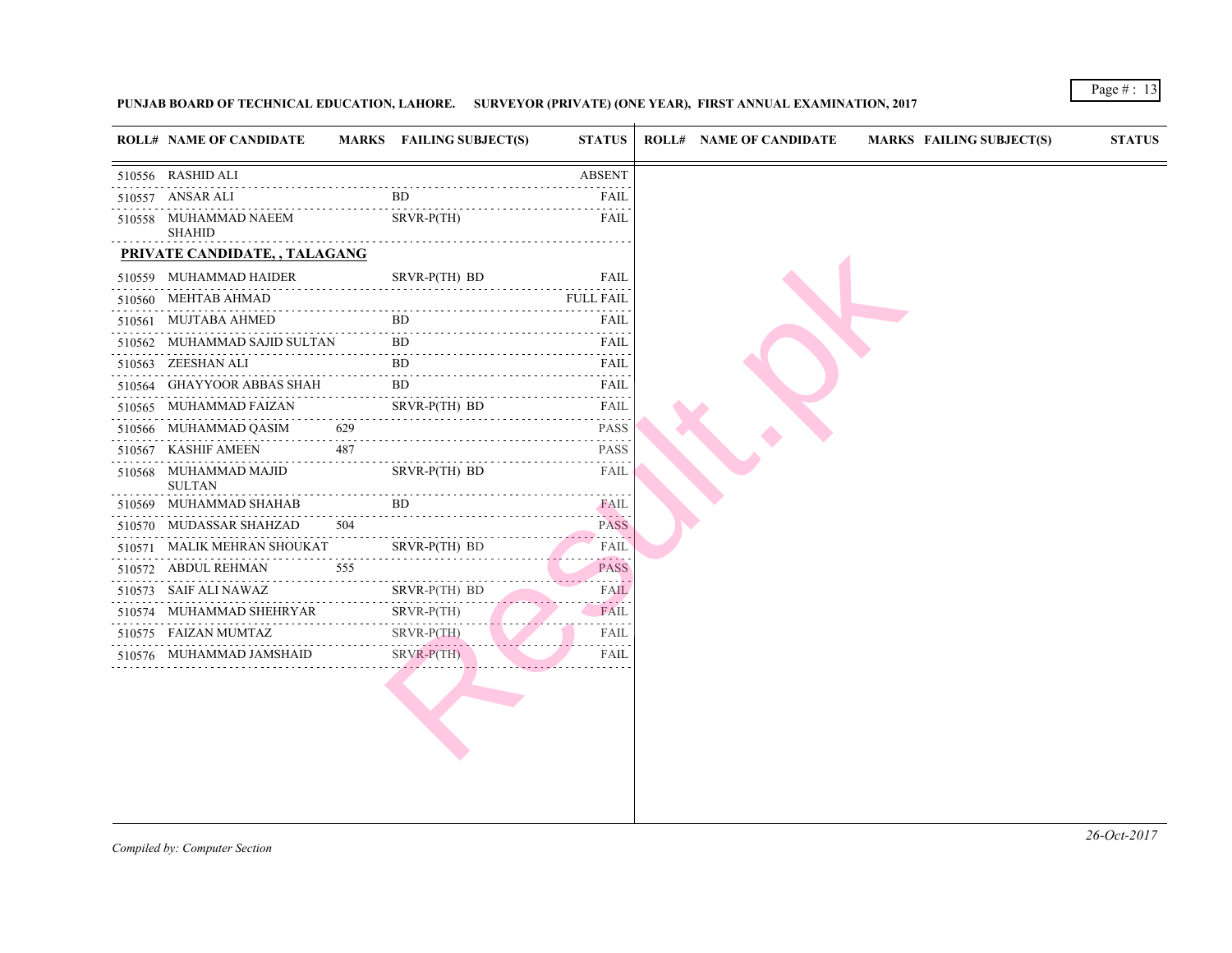**PUNJAB BOARD OF TECHNICAL EDUCATION, LAHORE. SURVEYOR (PRIVATE) (ONE YEAR), FIRST ANNUAL EXAMINATION, 2017**

| ROLL# | NAME OF CANDIDATE | MARKS | FAILING SUBJECT(S) | STATUS |
|---|---|---|---|---|
| 510556 | RASHID ALI | | | ABSENT |
| 510557 | ANSAR ALI | | BD | FAIL |
| 510558 | MUHAMMAD NAEEM SHAHID | | SRVR-P(TH) | FAIL |
| **PRIVATE CANDIDATE, , TALAGANG** | | | | |
| 510559 | MUHAMMAD HAIDER | | SRVR-P(TH) BD | FAIL |
| 510560 | MEHTAB AHMAD | | | FULL FAIL |
| 510561 | MUJTABA AHMED | | BD | FAIL |
| 510562 | MUHAMMAD SAJID SULTAN | | BD | FAIL |
| 510563 | ZEESHAN ALI | | BD | FAIL |
| 510564 | GHAYYOOR ABBAS SHAH | | BD | FAIL |
| 510565 | MUHAMMAD FAIZAN | | SRVR-P(TH) BD | FAIL |
| 510566 | MUHAMMAD QASIM | 629 | | PASS |
| 510567 | KASHIF AMEEN | 487 | | PASS |
| 510568 | MUHAMMAD MAJID SULTAN | | SRVR-P(TH) BD | FAIL |
| 510569 | MUHAMMAD SHAHAB | | BD | FAIL |
| 510570 | MUDASSAR SHAHZAD | 504 | | PASS |
| 510571 | MALIK MEHRAN SHOUKAT | | SRVR-P(TH) BD | FAIL |
| 510572 | ABDUL REHMAN | 555 | | PASS |
| 510573 | SAIF ALI NAWAZ | | SRVR-P(TH) BD | FAIL |
| 510574 | MUHAMMAD SHEHRYAR | | SRVR-P(TH) | FAIL |
| 510575 | FAIZAN MUMTAZ | | SRVR-P(TH) | FAIL |
| 510576 | MUHAMMAD JAMSHAID | | SRVR-P(TH) | FAIL |

*Compiled by: Computer Section*

*26-Oct-2017*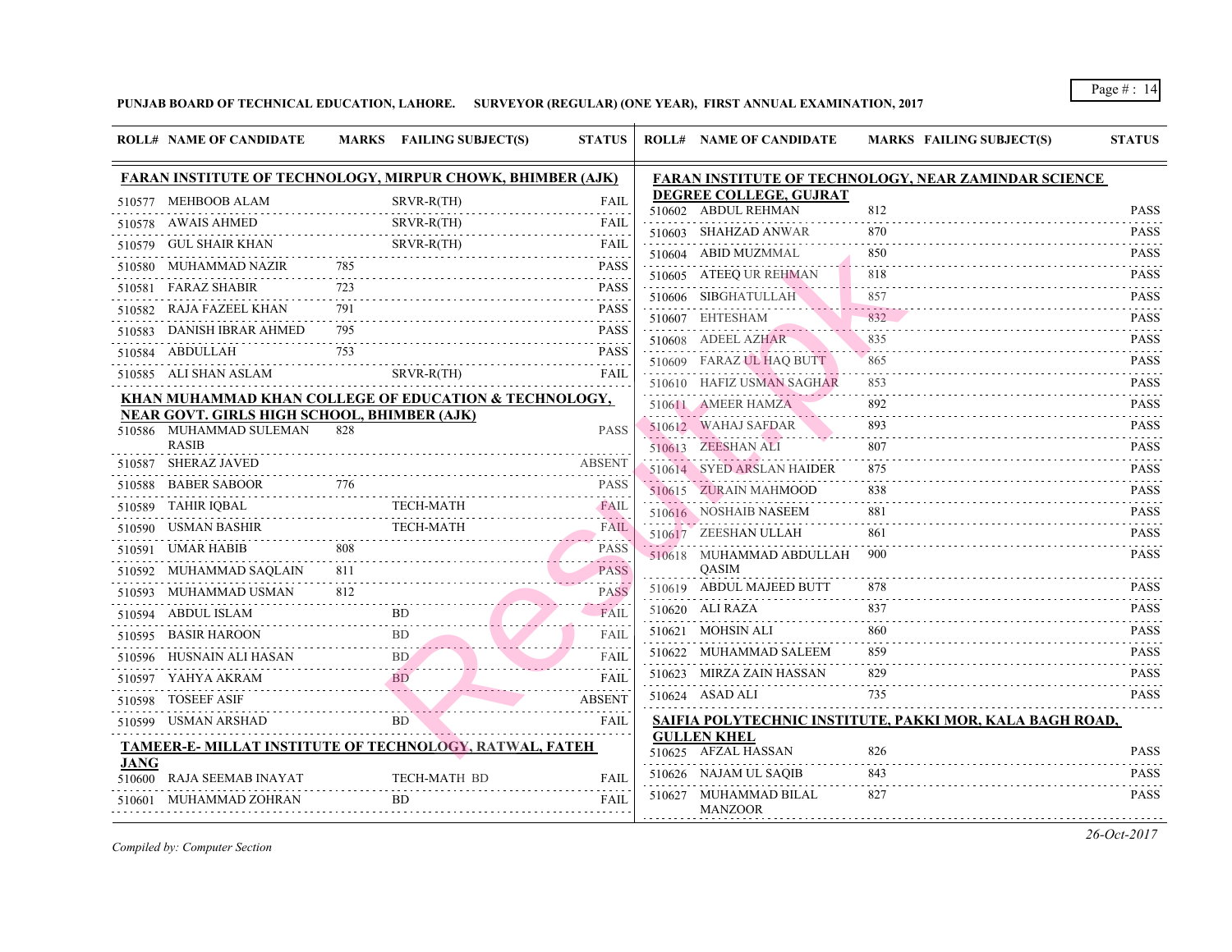**PUNJAB BOARD OF TECHNICAL EDUCATION, LAHORE. SURVEYOR (REGULAR) (ONE YEAR), FIRST ANNUAL EXAMINATION, 2017**

### FARAN INSTITUTE OF TECHNOLOGY, MIRPUR CHOWK, BHIMBER (AJK)

| ROLL# | NAME OF CANDIDATE | MARKS | FAILING SUBJECT(S) | STATUS |
|---|---|---|---|---|
| 510577 | MEHBOOB ALAM | | SRVR-R(TH) | FAIL |
| 510578 | AWAIS AHMED | | SRVR-R(TH) | FAIL |
| 510579 | GUL SHAIR KHAN | | SRVR-R(TH) | FAIL |
| 510580 | MUHAMMAD NAZIR | 785 | | PASS |
| 510581 | FARAZ SHABIR | 723 | | PASS |
| 510582 | RAJA FAZEEL KHAN | 791 | | PASS |
| 510583 | DANISH IBRAR AHMED | 795 | | PASS |
| 510584 | ABDULLAH | 753 | | PASS |
| 510585 | ALI SHAN ASLAM | | SRVR-R(TH) | FAIL |

### KHAN MUHAMMAD KHAN COLLEGE OF EDUCATION & TECHNOLOGY, NEAR GOVT. GIRLS HIGH SCHOOL, BHIMBER (AJK)

| ROLL# | NAME OF CANDIDATE | MARKS | FAILING SUBJECT(S) | STATUS |
|---|---|---|---|---|
| 510586 | MUHAMMAD SULEMAN RASIB | 828 | | PASS |
| 510587 | SHERAZ JAVED | | | ABSENT |
| 510588 | BABER SABOOR | 776 | | PASS |
| 510589 | TAHIR IQBAL | | TECH-MATH | FAIL |
| 510590 | USMAN BASHIR | | TECH-MATH | FAIL |
| 510591 | UMAR HABIB | 808 | | PASS |
| 510592 | MUHAMMAD SAQLAIN | 811 | | PASS |
| 510593 | MUHAMMAD USMAN | 812 | | PASS |
| 510594 | ABDUL ISLAM | | BD | FAIL |
| 510595 | BASIR HAROON | | BD | FAIL |
| 510596 | HUSNAIN ALI HASAN | | BD | FAIL |
| 510597 | YAHYA AKRAM | | BD | FAIL |
| 510598 | TOSEEF ASIF | | | ABSENT |
| 510599 | USMAN ARSHAD | | BD | FAIL |

### TAMEER-E- MILLAT INSTITUTE OF TECHNOLOGY, RATWAL, FATEH JANG

| ROLL# | NAME OF CANDIDATE | MARKS | FAILING SUBJECT(S) | STATUS |
|---|---|---|---|---|
| 510600 | RAJA SEEMAB INAYAT | | TECH-MATH BD | FAIL |
| 510601 | MUHAMMAD ZOHRAN | | BD | FAIL |

### FARAN INSTITUTE OF TECHNOLOGY, NEAR ZAMINDAR SCIENCE DEGREE COLLEGE, GUJRAT

| ROLL# | NAME OF CANDIDATE | MARKS | FAILING SUBJECT(S) | STATUS |
|---|---|---|---|---|
| 510602 | ABDUL REHMAN | 812 | | PASS |
| 510603 | SHAHZAD ANWAR | 870 | | PASS |
| 510604 | ABID MUZMMAL | 850 | | PASS |
| 510605 | ATEEQ UR REHMAN | 818 | | PASS |
| 510606 | SIBGHATULLAH | 857 | | PASS |
| 510607 | EHTESHAM | 832 | | PASS |
| 510608 | ADEEL AZHAR | 835 | | PASS |
| 510609 | FARAZ UL HAQ BUTT | 865 | | PASS |
| 510610 | HAFIZ USMAN SAGHAR | 853 | | PASS |
| 510611 | AMEER HAMZA | 892 | | PASS |
| 510612 | WAHAJ SAFDAR | 893 | | PASS |
| 510613 | ZEESHAN ALI | 807 | | PASS |
| 510614 | SYED ARSLAN HAIDER | 875 | | PASS |
| 510615 | ZURAIN MAHMOOD | 838 | | PASS |
| 510616 | NOSHAIB NASEEM | 881 | | PASS |
| 510617 | ZEESHAN ULLAH | 861 | | PASS |
| 510618 | MUHAMMAD ABDULLAH QASIM | 900 | | PASS |
| 510619 | ABDUL MAJEED BUTT | 878 | | PASS |
| 510620 | ALI RAZA | 837 | | PASS |
| 510621 | MOHSIN ALI | 860 | | PASS |
| 510622 | MUHAMMAD SALEEM | 859 | | PASS |
| 510623 | MIRZA ZAIN HASSAN | 829 | | PASS |
| 510624 | ASAD ALI | 735 | | PASS |

### SAIFIA POLYTECHNIC INSTITUTE, PAKKI MOR, KALA BAGH ROAD, GULLEN KHEL

| ROLL# | NAME OF CANDIDATE | MARKS | FAILING SUBJECT(S) | STATUS |
|---|---|---|---|---|
| 510625 | AFZAL HASSAN | 826 | | PASS |
| 510626 | NAJAM UL SAQIB | 843 | | PASS |
| 510627 | MUHAMMAD BILAL MANZOOR | 827 | | PASS |

*Compiled by: Computer Section*

*26-Oct-2017*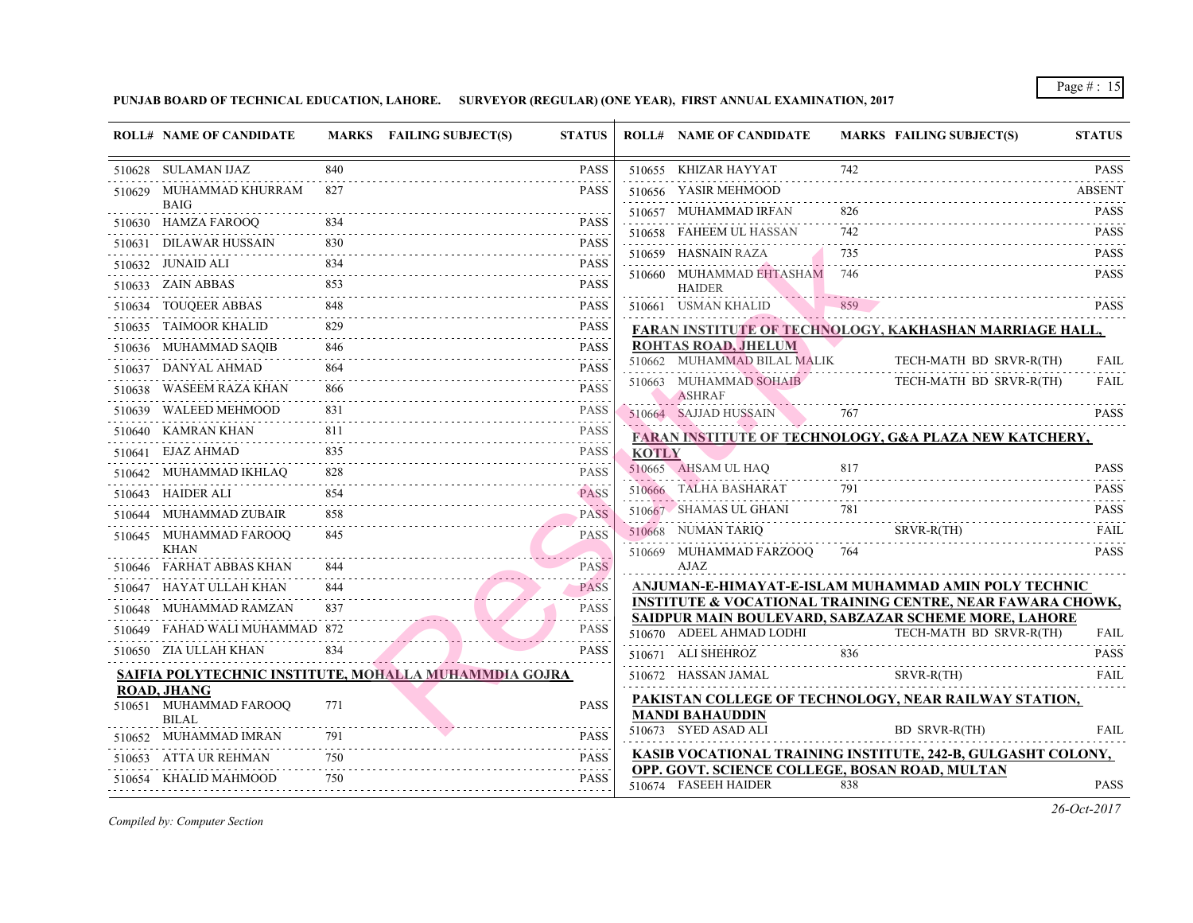**PUNJAB BOARD OF TECHNICAL EDUCATION, LAHORE. SURVEYOR (REGULAR) (ONE YEAR), FIRST ANNUAL EXAMINATION, 2017**

| ROLL# | NAME OF CANDIDATE | MARKS | FAILING SUBJECT(S) | STATUS |
|---|---|---|---|---|
| 510628 | SULAMAN IJAZ | 840 | | PASS |
| 510629 | MUHAMMAD KHURRAM BAIG | 827 | | PASS |
| 510630 | HAMZA FAROOQ | 834 | | PASS |
| 510631 | DILAWAR HUSSAIN | 830 | | PASS |
| 510632 | JUNAID ALI | 834 | | PASS |
| 510633 | ZAIN ABBAS | 853 | | PASS |
| 510634 | TOUQEER ABBAS | 848 | | PASS |
| 510635 | TAIMOOR KHALID | 829 | | PASS |
| 510636 | MUHAMMAD SAQIB | 846 | | PASS |
| 510637 | DANYAL AHMAD | 864 | | PASS |
| 510638 | WASEEM RAZA KHAN | 866 | | PASS |
| 510639 | WALEED MEHMOOD | 831 | | PASS |
| 510640 | KAMRAN KHAN | 811 | | PASS |
| 510641 | EJAZ AHMAD | 835 | | PASS |
| 510642 | MUHAMMAD IKHLAQ | 828 | | PASS |
| 510643 | HAIDER ALI | 854 | | PASS |
| 510644 | MUHAMMAD ZUBAIR | 858 | | PASS |
| 510645 | MUHAMMAD FAROOQ KHAN | 845 | | PASS |
| 510646 | FARHAT ABBAS KHAN | 844 | | PASS |
| 510647 | HAYAT ULLAH KHAN | 844 | | PASS |
| 510648 | MUHAMMAD RAMZAN | 837 | | PASS |
| 510649 | FAHAD WALI MUHAMMAD | 872 | | PASS |
| 510650 | ZIA ULLAH KHAN | 834 | | PASS |

**SAIFIA POLYTECHNIC INSTITUTE, MOHALLA MUHAMMDIA GOJRA ROAD, JHANG**

| ROLL# | NAME OF CANDIDATE | MARKS | FAILING SUBJECT(S) | STATUS |
|---|---|---|---|---|
| 510651 | MUHAMMAD FAROOQ BILAL | 771 | | PASS |
| 510652 | MUHAMMAD IMRAN | 791 | | PASS |
| 510653 | ATTA UR REHMAN | 750 | | PASS |
| 510654 | KHALID MAHMOOD | 750 | | PASS |
| 510655 | KHIZAR HAYYAT | 742 | | PASS |
| 510656 | YASIR MEHMOOD | | | ABSENT |
| 510657 | MUHAMMAD IRFAN | 826 | | PASS |
| 510658 | FAHEEM UL HASSAN | 742 | | PASS |
| 510659 | HASNAIN RAZA | 735 | | PASS |
| 510660 | MUHAMMAD EHTASHAM HAIDER | 746 | | PASS |
| 510661 | USMAN KHALID | 859 | | PASS |

**FARAN INSTITUTE OF TECHNOLOGY, KAKHASHAN MARRIAGE HALL, ROHTAS ROAD, JHELUM**

| ROLL# | NAME OF CANDIDATE | MARKS | FAILING SUBJECT(S) | STATUS |
|---|---|---|---|---|
| 510662 | MUHAMMAD BILAL MALIK | | TECH-MATH BD SRVR-R(TH) | FAIL |
| 510663 | MUHAMMAD SOHAIB ASHRAF | | TECH-MATH BD SRVR-R(TH) | FAIL |
| 510664 | SAJJAD HUSSAIN | 767 | | PASS |

**FARAN INSTITUTE OF TECHNOLOGY, G&A PLAZA NEW KATCHERY, KOTLY**

| ROLL# | NAME OF CANDIDATE | MARKS | FAILING SUBJECT(S) | STATUS |
|---|---|---|---|---|
| 510665 | AHSAM UL HAQ | 817 | | PASS |
| 510666 | TALHA BASHARAT | 791 | | PASS |
| 510667 | SHAMAS UL GHANI | 781 | | PASS |
| 510668 | NUMAN TARIQ | | SRVR-R(TH) | FAIL |
| 510669 | MUHAMMAD FARZOOQ AJAZ | 764 | | PASS |

**ANJUMAN-E-HIMAYAT-E-ISLAM MUHAMMAD AMIN POLY TECHNIC INSTITUTE & VOCATIONAL TRAINING CENTRE, NEAR FAWARA CHOWK, SAIDPUR MAIN BOULEVARD, SABZAZAR SCHEME MORE, LAHORE**

| ROLL# | NAME OF CANDIDATE | MARKS | FAILING SUBJECT(S) | STATUS |
|---|---|---|---|---|
| 510670 | ADEEL AHMAD LODHI | | TECH-MATH BD SRVR-R(TH) | FAIL |
| 510671 | ALI SHEHROZ | 836 | | PASS |
| 510672 | HASSAN JAMAL | | SRVR-R(TH) | FAIL |

**PAKISTAN COLLEGE OF TECHNOLOGY, NEAR RAILWAY STATION, MANDI BAHAUDDIN**

| ROLL# | NAME OF CANDIDATE | MARKS | FAILING SUBJECT(S) | STATUS |
|---|---|---|---|---|
| 510673 | SYED ASAD ALI | | BD SRVR-R(TH) | FAIL |

**KASIB VOCATIONAL TRAINING INSTITUTE, 242-B, GULGASHT COLONY, OPP. GOVT. SCIENCE COLLEGE, BOSAN ROAD, MULTAN**

| ROLL# | NAME OF CANDIDATE | MARKS | FAILING SUBJECT(S) | STATUS |
|---|---|---|---|---|
| 510674 | FASEEH HAIDER | 838 | | PASS |

*Compiled by: Computer Section*

26-Oct-2017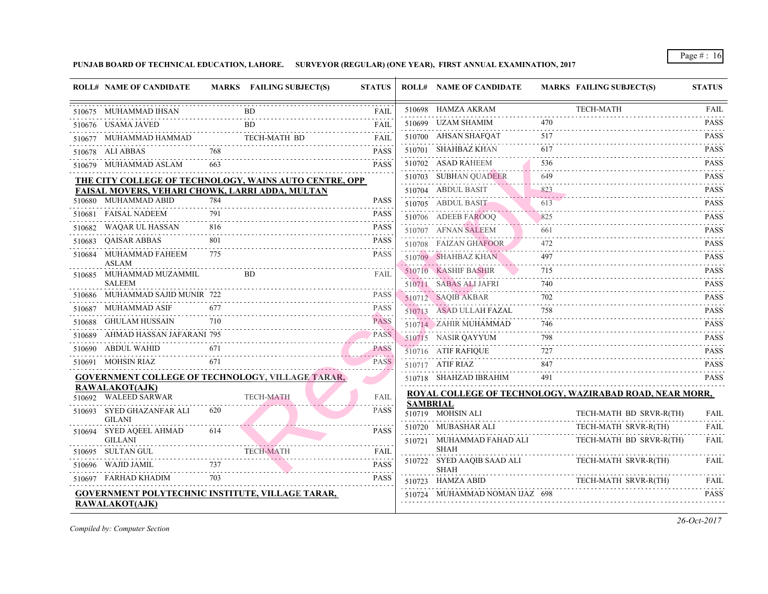**PUNJAB BOARD OF TECHNICAL EDUCATION, LAHORE. SURVEYOR (REGULAR) (ONE YEAR), FIRST ANNUAL EXAMINATION, 2017**

| ROLL# | NAME OF CANDIDATE | MARKS | FAILING SUBJECT(S) | STATUS |
|---|---|---|---|---|
| 510675 | MUHAMMAD IHSAN | | BD | FAIL |
| 510676 | USAMA JAVED | | BD | FAIL |
| 510677 | MUHAMMAD HAMMAD | | TECH-MATH BD | FAIL |
| 510678 | ALI ABBAS | 768 | | PASS |
| 510679 | MUHAMMAD ASLAM | 663 | | PASS |

**THE CITY COLLEGE OF TECHNOLOGY, WAINS AUTO CENTRE, OPP FAISAL MOVERS, VEHARI CHOWK, LARRI ADDA, MULTAN**

| ROLL# | NAME OF CANDIDATE | MARKS | FAILING SUBJECT(S) | STATUS |
|---|---|---|---|---|
| 510680 | MUHAMMAD ABID | 784 | | PASS |
| 510681 | FAISAL NADEEM | 791 | | PASS |
| 510682 | WAQAR UL HASSAN | 816 | | PASS |
| 510683 | QAISAR ABBAS | 801 | | PASS |
| 510684 | MUHAMMAD FAHEEM ASLAM | 775 | | PASS |
| 510685 | MUHAMMAD MUZAMMIL SALEEM | | BD | FAIL |
| 510686 | MUHAMMAD SAJID MUNIR | 722 | | PASS |
| 510687 | MUHAMMAD ASIF | 677 | | PASS |
| 510688 | GHULAM HUSSAIN | 710 | | PASS |
| 510689 | AHMAD HASSAN JAFARANI | 795 | | PASS |
| 510690 | ABDUL WAHID | 671 | | PASS |
| 510691 | MOHSIN RIAZ | 671 | | PASS |

**GOVERNMENT COLLEGE OF TECHNOLOGY, VILLAGE TARAR, RAWALAKOT(AJK)**

| ROLL# | NAME OF CANDIDATE | MARKS | FAILING SUBJECT(S) | STATUS |
|---|---|---|---|---|
| 510692 | WALEED SARWAR | | TECH-MATH | FAIL |
| 510693 | SYED GHAZANFAR ALI GILANI | 620 | | PASS |
| 510694 | SYED AQEEL AHMAD GILLANI | 614 | | PASS |
| 510695 | SULTAN GUL | | TECH-MATH | FAIL |
| 510696 | WAJID JAMIL | 737 | | PASS |
| 510697 | FARHAD KHADIM | 703 | | PASS |

**GOVERNMENT POLYTECHNIC INSTITUTE, VILLAGE TARAR, RAWALAKOT(AJK)**

| ROLL# | NAME OF CANDIDATE | MARKS | FAILING SUBJECT(S) | STATUS |
|---|---|---|---|---|
| 510698 | HAMZA AKRAM | | TECH-MATH | FAIL |
| 510699 | UZAM SHAMIM | 470 | | PASS |
| 510700 | AHSAN SHAFQAT | 517 | | PASS |
| 510701 | SHAHBAZ KHAN | 617 | | PASS |
| 510702 | ASAD RAHEEM | 536 | | PASS |
| 510703 | SUBHAN QUADEER | 649 | | PASS |
| 510704 | ABDUL BASIT | 823 | | PASS |
| 510705 | ABDUL BASIT | 613 | | PASS |
| 510706 | ADEEB FAROOQ | 825 | | PASS |
| 510707 | AFNAN SALEEM | 661 | | PASS |
| 510708 | FAIZAN GHAFOOR | 472 | | PASS |
| 510709 | SHAHBAZ KHAN | 497 | | PASS |
| 510710 | KASHIF BASHIR | 715 | | PASS |
| 510711 | SABAS ALI JAFRI | 740 | | PASS |
| 510712 | SAQIB AKBAR | 702 | | PASS |
| 510713 | ASAD ULLAH FAZAL | 758 | | PASS |
| 510714 | ZAHIR MUHAMMAD | 746 | | PASS |
| 510715 | NASIR QAYYUM | 798 | | PASS |
| 510716 | ATIF RAFIQUE | 727 | | PASS |
| 510717 | ATIF RIAZ | 847 | | PASS |
| 510718 | SHAHZAD IBRAHIM | 491 | | PASS |

**ROYAL COLLEGE OF TECHNOLOGY, WAZIRABAD ROAD, NEAR MORR, SAMBRIAL**

| ROLL# | NAME OF CANDIDATE | MARKS | FAILING SUBJECT(S) | STATUS |
|---|---|---|---|---|
| 510719 | MOHSIN ALI | | TECH-MATH BD SRVR-R(TH) | FAIL |
| 510720 | MUBASHAR ALI | | TECH-MATH SRVR-R(TH) | FAIL |
| 510721 | MUHAMMAD FAHAD ALI SHAH | | TECH-MATH BD SRVR-R(TH) | FAIL |
| 510722 | SYED AAQIB SAAD ALI SHAH | | TECH-MATH SRVR-R(TH) | FAIL |
| 510723 | HAMZA ABID | | TECH-MATH SRVR-R(TH) | FAIL |
| 510724 | MUHAMMAD NOMAN IJAZ | 698 | | PASS |

*Compiled by: Computer Section*

*26-Oct-2017*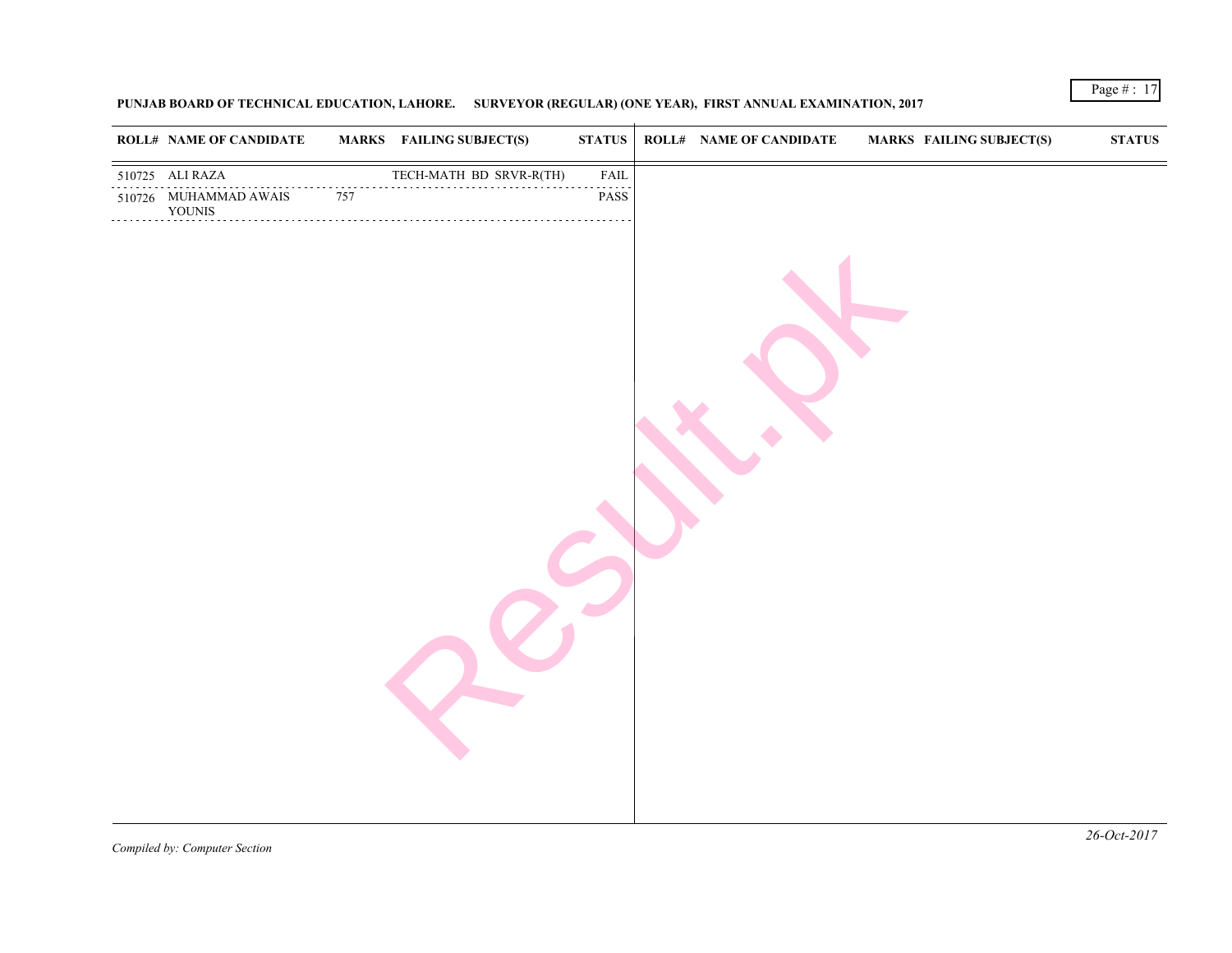**PUNJAB BOARD OF TECHNICAL EDUCATION, LAHORE. SURVEYOR (REGULAR) (ONE YEAR), FIRST ANNUAL EXAMINATION, 2017**

| ROLL# | NAME OF CANDIDATE | MARKS | FAILING SUBJECT(S) | STATUS |
|---|---|---|---|---|
| 510725 | ALI RAZA | | TECH-MATH BD SRVR-R(TH) | FAIL |
| 510726 | MUHAMMAD AWAIS YOUNIS | 757 | | PASS |

*Compiled by: Computer Section*

*26-Oct-2017*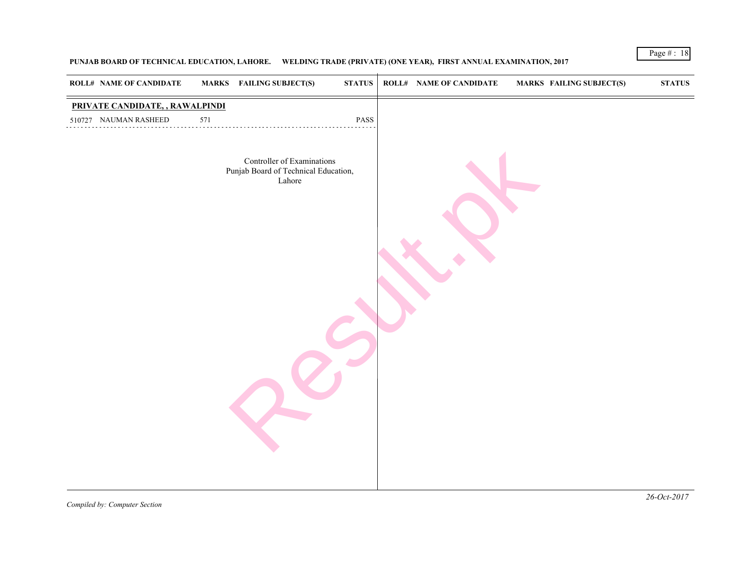**PUNJAB BOARD OF TECHNICAL EDUCATION, LAHORE. WELDING TRADE (PRIVATE) (ONE YEAR), FIRST ANNUAL EXAMINATION, 2017**

| ROLL# | NAME OF CANDIDATE | MARKS | FAILING SUBJECT(S) | STATUS |
|---|---|---|---|---|
| **PRIVATE CANDIDATE, , RAWALPINDI** | | | | |
| 510727 | NAUMAN RASHEED | 571 | | PASS |

Controller of Examinations
Punjab Board of Technical Education,
Lahore

*Compiled by: Computer Section*

*26-Oct-2017*